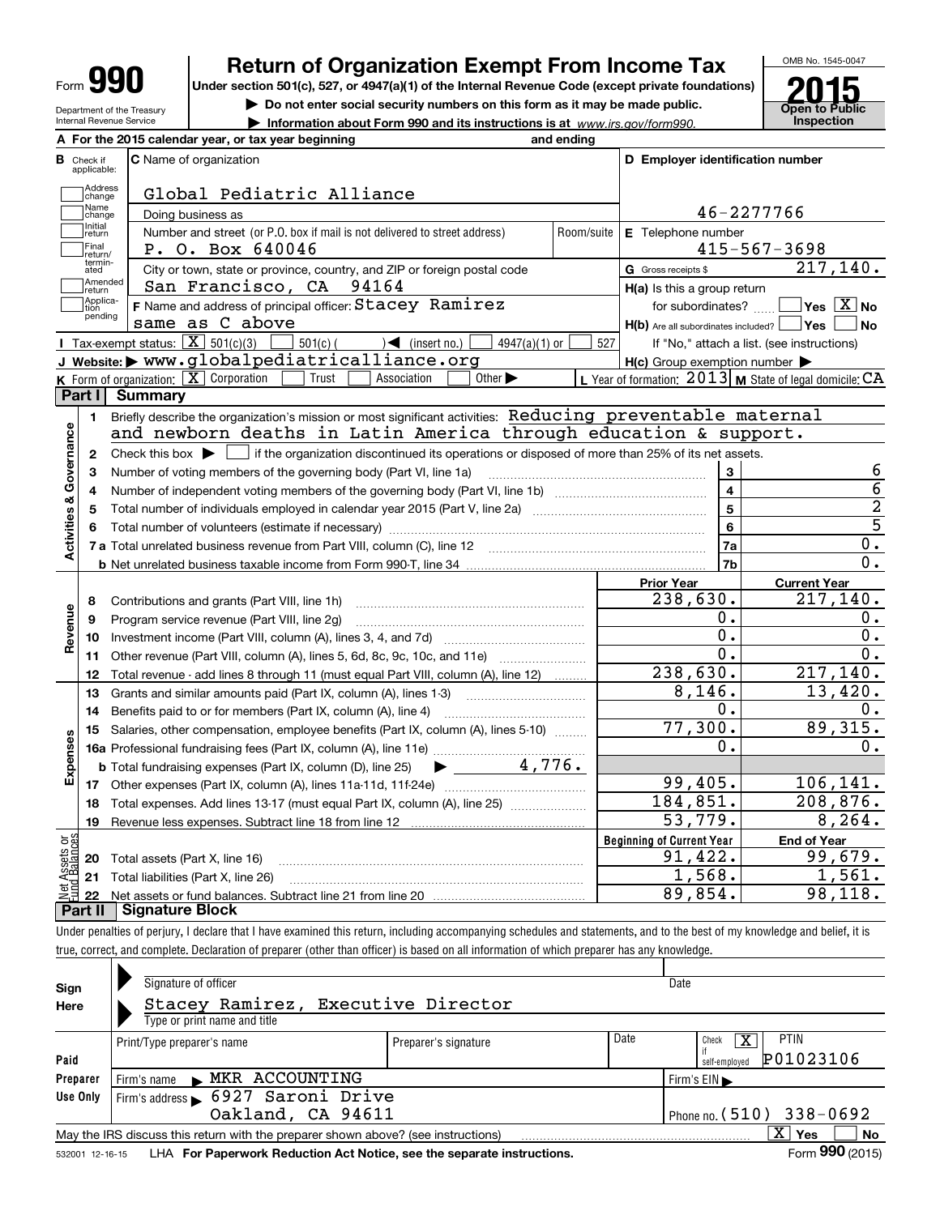# Form 990 — Return of Organization Exempt From Income Tax (2015)

Under section 501(c), 527, or 4947(a)(1) of the Internal Revenue Code (except private foundations)

▶ Do not enter social security numbers on this form as it may be made public.

▶ Information about Form 990 and its instructions is at www.irs.gov/form990.

OMB No. 1545-0047 | Open to Public Inspection

Department of the Treasury, Internal Revenue Service

**A** For the 2015 calendar year, or tax year beginning and ending

**B** Check if applicable: Address change, Name change, Initial return, Final return/terminated, Amended return, Application pending

**C** Name of organization: Global Pediatric Alliance

Doing business as

Number and street (or P.O. box if mail is not delivered to street address): P. O. Box 640046 | Room/suite

City or town, state or province, country, and ZIP or foreign postal code: San Francisco, CA 94164

**D** Employer identification number: 46-2277766

**E** Telephone number: 415-567-3698

**G** Gross receipts $ 217,140.

**F** Name and address of principal officer: Stacey Ramirez, same as C above

**H(a)** Is this a group return for subordinates? Yes [ ] No [X]

**H(b)** Are all subordinates included? Yes [ ] No [ ] If "No," attach a list. (see instructions)

**H(c)** Group exemption number ▶

**I** Tax-exempt status: [X] 501(c)(3) [ ] 501(c) ( ) ◀ (insert no.) [ ] 4947(a)(1) or [ ] 527

**J** Website: ▶ www.globalpediatricalliance.org

**K** Form of organization: [X] Corporation [ ] Trust [ ] Association [ ] Other ▶

**L** Year of formation: 2013 **M** State of legal domicile: CA

## Part I Summary

### Activities & Governance

1. Briefly describe the organization's mission or most significant activities: Reducing preventable maternal and newborn deaths in Latin America through education & support.
2. Check this box ▶ [ ] if the organization discontinued its operations or disposed of more than 25% of its net assets.

| Line | Description | No. | Value |
|---|---|---|---|
| 3 | Number of voting members of the governing body (Part VI, line 1a) | 3 | 6 |
| 4 | Number of independent voting members of the governing body (Part VI, line 1b) | 4 | 6 |
| 5 | Total number of individuals employed in calendar year 2015 (Part V, line 2a) | 5 | 2 |
| 6 | Total number of volunteers (estimate if necessary) | 6 | 5 |
| 7a | Total unrelated business revenue from Part VIII, column (C), line 12 | 7a | 0. |
| 7b | Net unrelated business taxable income from Form 990-T, line 34 | 7b | 0. |

### Revenue, Expenses, and Net Assets

| Line | Description | Prior Year | Current Year |
|---|---|---|---|
| 8 | Contributions and grants (Part VIII, line 1h) | 238,630. | 217,140. |
| 9 | Program service revenue (Part VIII, line 2g) | 0. | 0. |
| 10 | Investment income (Part VIII, column (A), lines 3, 4, and 7d) | 0. | 0. |
| 11 | Other revenue (Part VIII, column (A), lines 5, 6d, 8c, 9c, 10c, and 11e) | 0. | 0. |
| 12 | Total revenue - add lines 8 through 11 (must equal Part VIII, column (A), line 12) | 238,630. | 217,140. |
| 13 | Grants and similar amounts paid (Part IX, column (A), lines 1-3) | 8,146. | 13,420. |
| 14 | Benefits paid to or for members (Part IX, column (A), line 4) | 0. | 0. |
| 15 | Salaries, other compensation, employee benefits (Part IX, column (A), lines 5-10) | 77,300. | 89,315. |
| 16a | Professional fundraising fees (Part IX, column (A), line 11e) | 0. | 0. |
| b | Total fundraising expenses (Part IX, column (D), line 25) ▶ 4,776. | | |
| 17 | Other expenses (Part IX, column (A), lines 11a-11d, 11f-24e) | 99,405. | 106,141. |
| 18 | Total expenses. Add lines 13-17 (must equal Part IX, column (A), line 25) | 184,851. | 208,876. |
| 19 | Revenue less expenses. Subtract line 18 from line 12 | 53,779. | 8,264. |

| Line | Description | Beginning of Current Year | End of Year |
|---|---|---|---|
| 20 | Total assets (Part X, line 16) | 91,422. | 99,679. |
| 21 | Total liabilities (Part X, line 26) | 1,568. | 1,561. |
| 22 | Net assets or fund balances. Subtract line 21 from line 20 | 89,854. | 98,118. |

## Part II Signature Block

Under penalties of perjury, I declare that I have examined this return, including accompanying schedules and statements, and to the best of my knowledge and belief, it is true, correct, and complete. Declaration of preparer (other than officer) is based on all information of which preparer has any knowledge.

**Sign Here**

Signature of officer | Date

Stacey Ramirez, Executive Director
Type or print name and title

**Paid Preparer Use Only**

| Print/Type preparer's name | Preparer's signature | Date | Check [X] if self-employed | PTIN |
|---|---|---|---|---|
| | | | | P01023106 |

Firm's name ▶ MKR ACCOUNTING | Firm's EIN ▶

Firm's address ▶ 6927 Saroni Drive, Oakland, CA 94611 | Phone no. (510) 338-0692

May the IRS discuss this return with the preparer shown above? (see instructions) [X] Yes [ ] No

532001 12-16-15 LHA For Paperwork Reduction Act Notice, see the separate instructions. Form 990 (2015)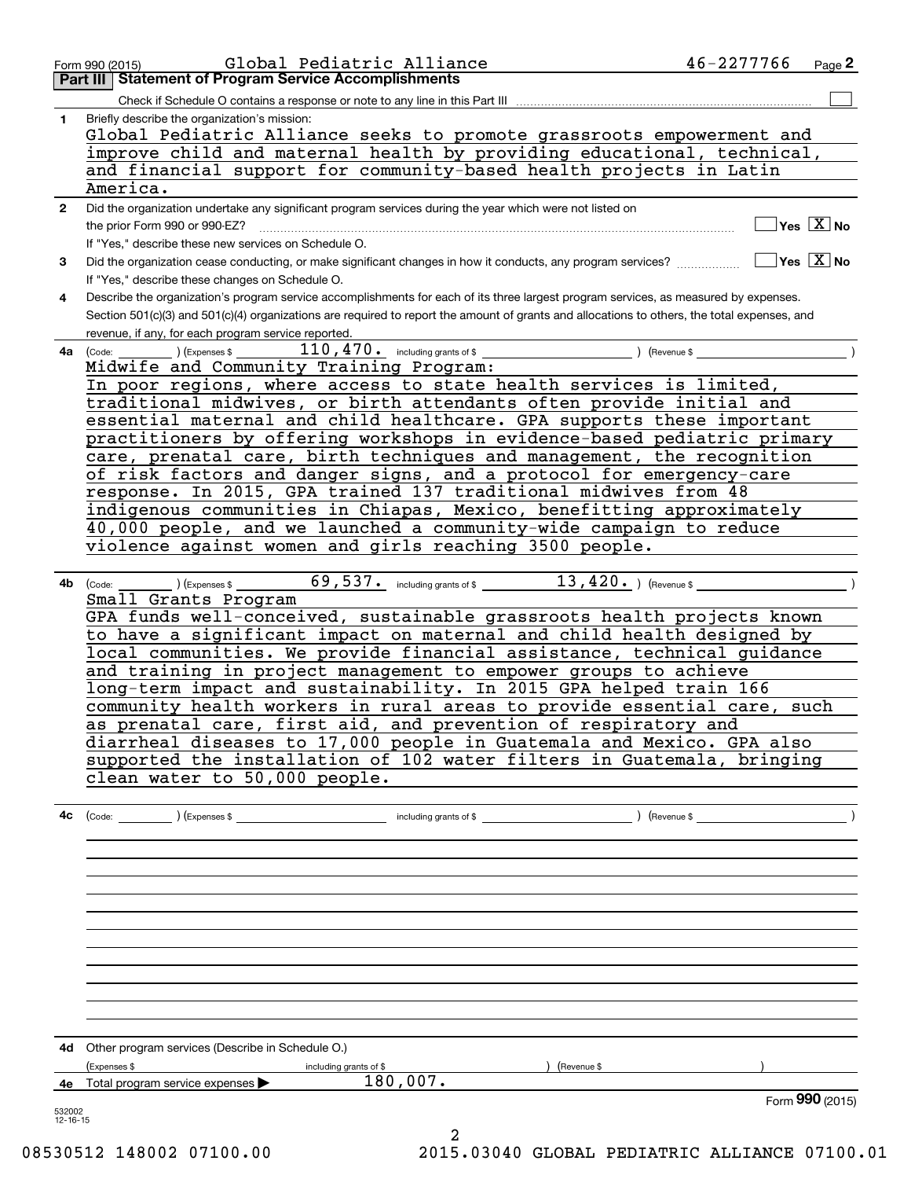Form 990 (2015) Global Pediatric Alliance 46-2277766 Page **2**

## Part III Statement of Program Service Accomplishments

Check if Schedule O contains a response or note to any line in this Part III ☐

**1** Briefly describe the organization's mission:

Global Pediatric Alliance seeks to promote grassroots empowerment and improve child and maternal health by providing educational, technical, and financial support for community-based health projects in Latin America.

**2** Did the organization undertake any significant program services during the year which were not listed on the prior Form 990 or 990-EZ? ☐ Yes ☒ No

If "Yes," describe these new services on Schedule O.

**3** Did the organization cease conducting, or make significant changes in how it conducts, any program services? ☐ Yes ☒ No

If "Yes," describe these changes on Schedule O.

**4** Describe the organization's program service accomplishments for each of its three largest program services, as measured by expenses. Section 501(c)(3) and 501(c)(4) organizations are required to report the amount of grants and allocations to others, the total expenses, and revenue, if any, for each program service reported.

**4a** (Code: ) (Expenses $ 110,470. including grants of $ ) (Revenue $ )

Midwife and Community Training Program:
In poor regions, where access to state health services is limited, traditional midwives, or birth attendants often provide initial and essential maternal and child healthcare. GPA supports these important practitioners by offering workshops in evidence-based pediatric primary care, prenatal care, birth techniques and management, the recognition of risk factors and danger signs, and a protocol for emergency-care response. In 2015, GPA trained 137 traditional midwives from 48 indigenous communities in Chiapas, Mexico, benefitting approximately 40,000 people, and we launched a community-wide campaign to reduce violence against women and girls reaching 3500 people.

**4b** (Code: ) (Expenses $ 69,537. including grants of $ 13,420. ) (Revenue $ )

Small Grants Program
GPA funds well-conceived, sustainable grassroots health projects known to have a significant impact on maternal and child health designed by local communities. We provide financial assistance, technical guidance and training in project management to empower groups to achieve long-term impact and sustainability. In 2015 GPA helped train 166 community health workers in rural areas to provide essential care, such as prenatal care, first aid, and prevention of respiratory and diarrheal diseases to 17,000 people in Guatemala and Mexico. GPA also supported the installation of 102 water filters in Guatemala, bringing clean water to 50,000 people.

**4c** (Code: ) (Expenses $ including grants of $ ) (Revenue $ )

**4d** Other program services (Describe in Schedule O.)

(Expenses $ including grants of $ ) (Revenue $ )

**4e** Total program service expenses ▶ 180,007.

Form **990** (2015)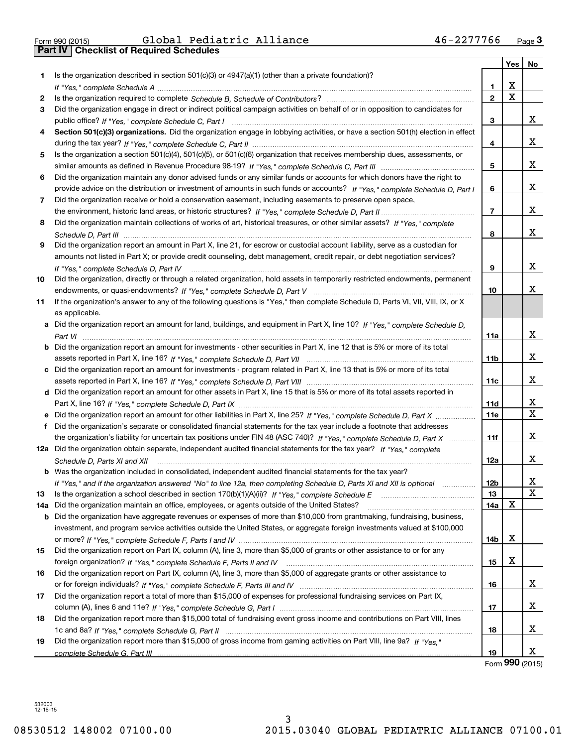Form 990 (2015) Global Pediatric Alliance 46-2277766 Page 3

## Part IV Checklist of Required Schedules

| | | Line | Yes | No |
|---|---|---|---|---|
| 1 | Is the organization described in section 501(c)(3) or 4947(a)(1) (other than a private foundation)? *If "Yes," complete Schedule A* | 1 | X | |
| 2 | Is the organization required to complete *Schedule B, Schedule of Contributors*? | 2 | X | |
| 3 | Did the organization engage in direct or indirect political campaign activities on behalf of or in opposition to candidates for public office? *If "Yes," complete Schedule C, Part I* | 3 | | X |
| 4 | **Section 501(c)(3) organizations.** Did the organization engage in lobbying activities, or have a section 501(h) election in effect during the tax year? *If "Yes," complete Schedule C, Part II* | 4 | | X |
| 5 | Is the organization a section 501(c)(4), 501(c)(5), or 501(c)(6) organization that receives membership dues, assessments, or similar amounts as defined in Revenue Procedure 98-19? *If "Yes," complete Schedule C, Part III* | 5 | | X |
| 6 | Did the organization maintain any donor advised funds or any similar funds or accounts for which donors have the right to provide advice on the distribution or investment of amounts in such funds or accounts? *If "Yes," complete Schedule D, Part I* | 6 | | X |
| 7 | Did the organization receive or hold a conservation easement, including easements to preserve open space, the environment, historic land areas, or historic structures? *If "Yes," complete Schedule D, Part II* | 7 | | X |
| 8 | Did the organization maintain collections of works of art, historical treasures, or other similar assets? *If "Yes," complete Schedule D, Part III* | 8 | | X |
| 9 | Did the organization report an amount in Part X, line 21, for escrow or custodial account liability, serve as a custodian for amounts not listed in Part X; or provide credit counseling, debt management, credit repair, or debt negotiation services? *If "Yes," complete Schedule D, Part IV* | 9 | | X |
| 10 | Did the organization, directly or through a related organization, hold assets in temporarily restricted endowments, permanent endowments, or quasi-endowments? *If "Yes," complete Schedule D, Part V* | 10 | | X |
| 11 | If the organization's answer to any of the following questions is "Yes," then complete Schedule D, Parts VI, VII, VIII, IX, or X as applicable. | | | |
| a | Did the organization report an amount for land, buildings, and equipment in Part X, line 10? *If "Yes," complete Schedule D, Part VI* | 11a | | X |
| b | Did the organization report an amount for investments - other securities in Part X, line 12 that is 5% or more of its total assets reported in Part X, line 16? *If "Yes," complete Schedule D, Part VII* | 11b | | X |
| c | Did the organization report an amount for investments - program related in Part X, line 13 that is 5% or more of its total assets reported in Part X, line 16? *If "Yes," complete Schedule D, Part VIII* | 11c | | X |
| d | Did the organization report an amount for other assets in Part X, line 15 that is 5% or more of its total assets reported in Part X, line 16? *If "Yes," complete Schedule D, Part IX* | 11d | | X |
| e | Did the organization report an amount for other liabilities in Part X, line 25? *If "Yes," complete Schedule D, Part X* | 11e | | X |
| f | Did the organization's separate or consolidated financial statements for the tax year include a footnote that addresses the organization's liability for uncertain tax positions under FIN 48 (ASC 740)? *If "Yes," complete Schedule D, Part X* | 11f | | X |
| 12a | Did the organization obtain separate, independent audited financial statements for the tax year? *If "Yes," complete Schedule D, Parts XI and XII* | 12a | | X |
| b | Was the organization included in consolidated, independent audited financial statements for the tax year? *If "Yes," and if the organization answered "No" to line 12a, then completing Schedule D, Parts XI and XII is optional* | 12b | | X |
| 13 | Is the organization a school described in section 170(b)(1)(A)(ii)? *If "Yes," complete Schedule E* | 13 | | X |
| 14a | Did the organization maintain an office, employees, or agents outside of the United States? | 14a | X | |
| b | Did the organization have aggregate revenues or expenses of more than $10,000 from grantmaking, fundraising, business, investment, and program service activities outside the United States, or aggregate foreign investments valued at $100,000 or more? *If "Yes," complete Schedule F, Parts I and IV* | 14b | X | |
| 15 | Did the organization report on Part IX, column (A), line 3, more than $5,000 of grants or other assistance to or for any foreign organization? *If "Yes," complete Schedule F, Parts II and IV* | 15 | X | |
| 16 | Did the organization report on Part IX, column (A), line 3, more than $5,000 of aggregate grants or other assistance to or for foreign individuals? *If "Yes," complete Schedule F, Parts III and IV* | 16 | | X |
| 17 | Did the organization report a total of more than $15,000 of expenses for professional fundraising services on Part IX, column (A), lines 6 and 11e? *If "Yes," complete Schedule G, Part I* | 17 | | X |
| 18 | Did the organization report more than $15,000 total of fundraising event gross income and contributions on Part VIII, lines 1c and 8a? *If "Yes," complete Schedule G, Part II* | 18 | | X |
| 19 | Did the organization report more than $15,000 of gross income from gaming activities on Part VIII, line 9a? *If "Yes," complete Schedule G, Part III* | 19 | | X |

Form **990** (2015)

532003 12-16-15

08530512 148002 07100.00 2015.03040 GLOBAL PEDIATRIC ALLIANCE 07100.01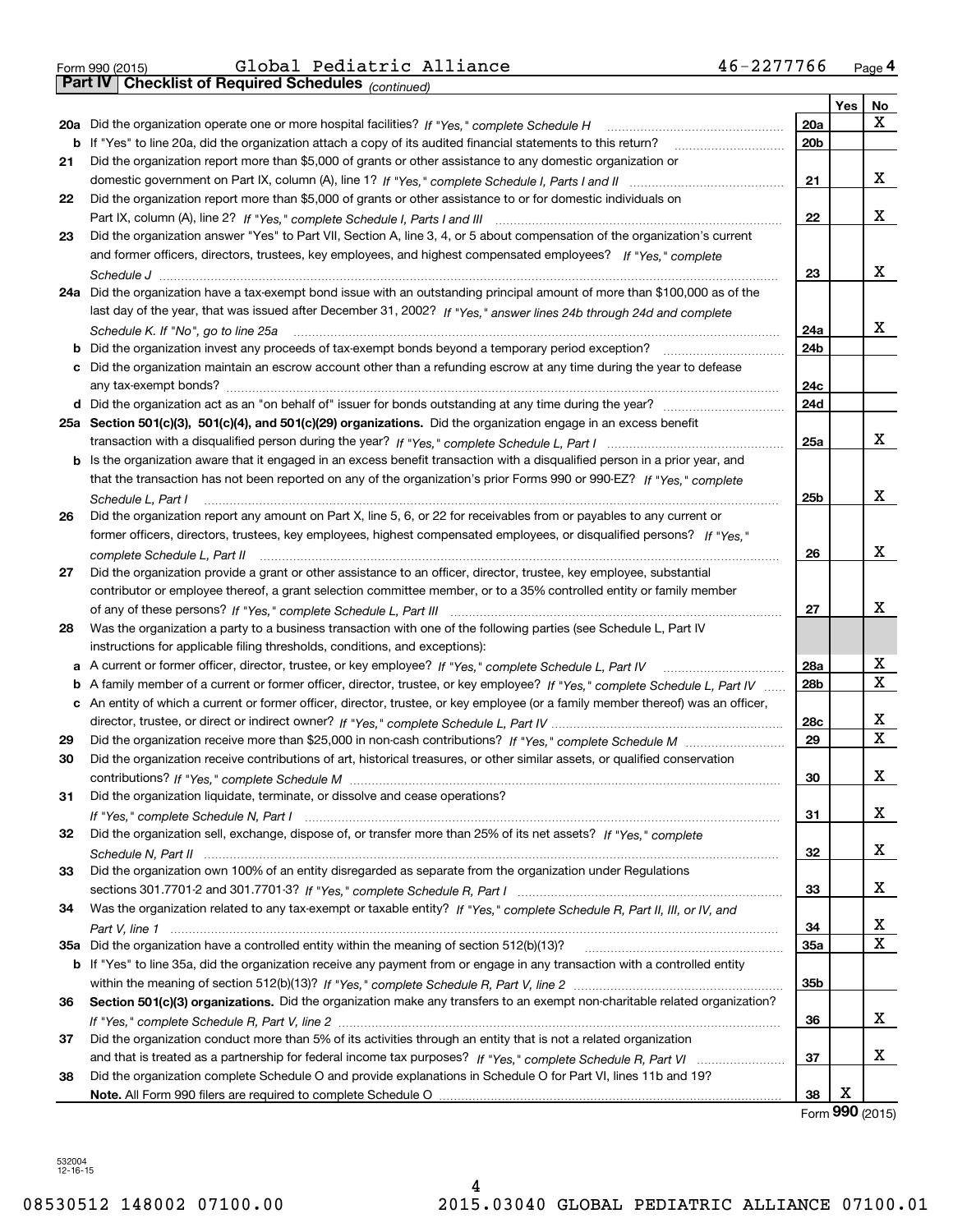Form 990 (2015) Global Pediatric Alliance 46-2277766

**Part IV Checklist of Required Schedules** *(continued)*

| | | | Yes | No |
|---|---|---|---|---|
| **20a** | Did the organization operate one or more hospital facilities? *If "Yes," complete Schedule H* | **20a** | | X |
| **b** | If "Yes" to line 20a, did the organization attach a copy of its audited financial statements to this return? | **20b** | | |
| **21** | Did the organization report more than $5,000 of grants or other assistance to any domestic organization or domestic government on Part IX, column (A), line 1? *If "Yes," complete Schedule I, Parts I and II* | **21** | | X |
| **22** | Did the organization report more than $5,000 of grants or other assistance to or for domestic individuals on Part IX, column (A), line 2? *If "Yes," complete Schedule I, Parts I and III* | **22** | | X |
| **23** | Did the organization answer "Yes" to Part VII, Section A, line 3, 4, or 5 about compensation of the organization's current and former officers, directors, trustees, key employees, and highest compensated employees? *If "Yes," complete Schedule J* | **23** | | X |
| **24a** | Did the organization have a tax-exempt bond issue with an outstanding principal amount of more than $100,000 as of the last day of the year, that was issued after December 31, 2002? *If "Yes," answer lines 24b through 24d and complete Schedule K. If "No", go to line 25a* | **24a** | | X |
| **b** | Did the organization invest any proceeds of tax-exempt bonds beyond a temporary period exception? | **24b** | | |
| **c** | Did the organization maintain an escrow account other than a refunding escrow at any time during the year to defease any tax-exempt bonds? | **24c** | | |
| **d** | Did the organization act as an "on behalf of" issuer for bonds outstanding at any time during the year? | **24d** | | |
| **25a** | **Section 501(c)(3), 501(c)(4), and 501(c)(29) organizations.** Did the organization engage in an excess benefit transaction with a disqualified person during the year? *If "Yes," complete Schedule L, Part I* | **25a** | | X |
| **b** | Is the organization aware that it engaged in an excess benefit transaction with a disqualified person in a prior year, and that the transaction has not been reported on any of the organization's prior Forms 990 or 990-EZ? *If "Yes," complete Schedule L, Part I* | **25b** | | X |
| **26** | Did the organization report any amount on Part X, line 5, 6, or 22 for receivables from or payables to any current or former officers, directors, trustees, key employees, highest compensated employees, or disqualified persons? *If "Yes," complete Schedule L, Part II* | **26** | | X |
| **27** | Did the organization provide a grant or other assistance to an officer, director, trustee, key employee, substantial contributor or employee thereof, a grant selection committee member, or to a 35% controlled entity or family member of any of these persons? *If "Yes," complete Schedule L, Part III* | **27** | | X |
| **28** | Was the organization a party to a business transaction with one of the following parties (see Schedule L, Part IV instructions for applicable filing thresholds, conditions, and exceptions): | | | |
| **a** | A current or former officer, director, trustee, or key employee? *If "Yes," complete Schedule L, Part IV* | **28a** | | X |
| **b** | A family member of a current or former officer, director, trustee, or key employee? *If "Yes," complete Schedule L, Part IV* | **28b** | | X |
| **c** | An entity of which a current or former officer, director, trustee, or key employee (or a family member thereof) was an officer, director, trustee, or direct or indirect owner? *If "Yes," complete Schedule L, Part IV* | **28c** | | X |
| **29** | Did the organization receive more than $25,000 in non-cash contributions? *If "Yes," complete Schedule M* | **29** | | X |
| **30** | Did the organization receive contributions of art, historical treasures, or other similar assets, or qualified conservation contributions? *If "Yes," complete Schedule M* | **30** | | X |
| **31** | Did the organization liquidate, terminate, or dissolve and cease operations? *If "Yes," complete Schedule N, Part I* | **31** | | X |
| **32** | Did the organization sell, exchange, dispose of, or transfer more than 25% of its net assets? *If "Yes," complete Schedule N, Part II* | **32** | | X |
| **33** | Did the organization own 100% of an entity disregarded as separate from the organization under Regulations sections 301.7701-2 and 301.7701-3? *If "Yes," complete Schedule R, Part I* | **33** | | X |
| **34** | Was the organization related to any tax-exempt or taxable entity? *If "Yes," complete Schedule R, Part II, III, or IV, and Part V, line 1* | **34** | | X |
| **35a** | Did the organization have a controlled entity within the meaning of section 512(b)(13)? | **35a** | | X |
| **b** | If "Yes" to line 35a, did the organization receive any payment from or engage in any transaction with a controlled entity within the meaning of section 512(b)(13)? *If "Yes," complete Schedule R, Part V, line 2* | **35b** | | |
| **36** | **Section 501(c)(3) organizations.** Did the organization make any transfers to an exempt non-charitable related organization? *If "Yes," complete Schedule R, Part V, line 2* | **36** | | X |
| **37** | Did the organization conduct more than 5% of its activities through an entity that is not a related organization and that is treated as a partnership for federal income tax purposes? *If "Yes," complete Schedule R, Part VI* | **37** | | X |
| **38** | Did the organization complete Schedule O and provide explanations in Schedule O for Part VI, lines 11b and 19? **Note.** All Form 990 filers are required to complete Schedule O | **38** | X | |

Form **990** (2015)

532004 12-16-15

08530512 148002 07100.00 2015.03040 GLOBAL PEDIATRIC ALLIANCE 07100.01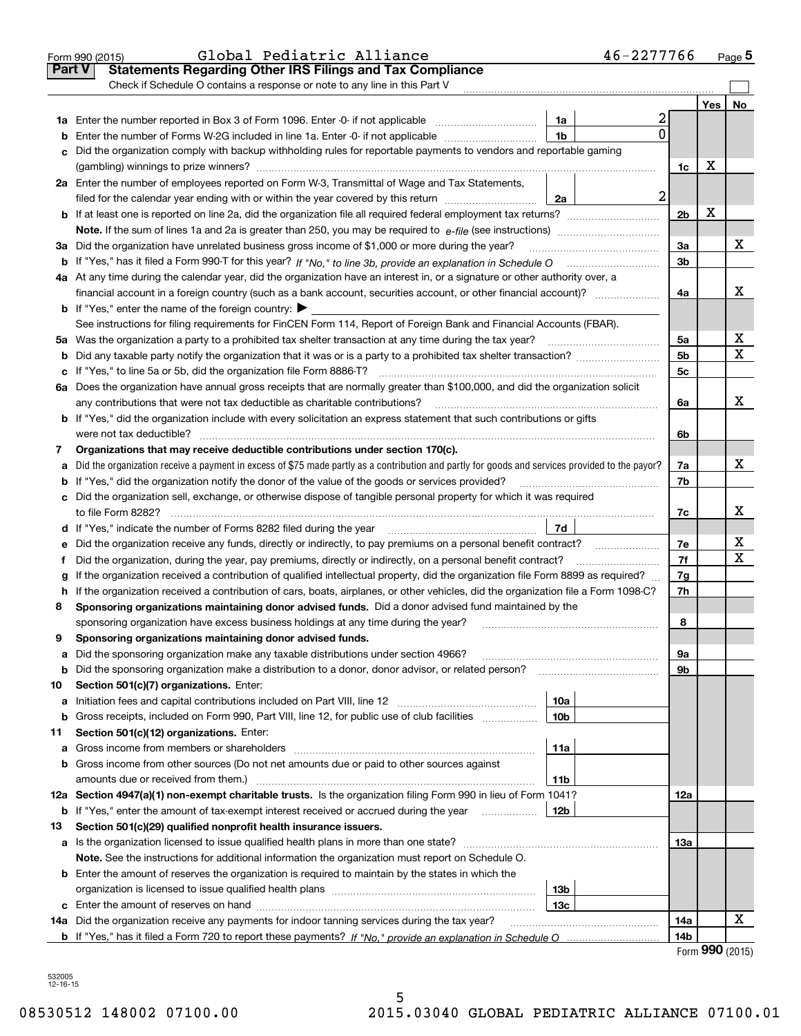Form 990 (2015) Global Pediatric Alliance 46-2277766 Page 5

## Part V Statements Regarding Other IRS Filings and Tax Compliance

Check if Schedule O contains a response or note to any line in this Part V

| | | | | | Yes | No |
|---|---|---|---|---|---|---|
| 1a | Enter the number reported in Box 3 of Form 1096. Enter -0- if not applicable | 1a | 2 | | | |
| b | Enter the number of Forms W-2G included in line 1a. Enter -0- if not applicable | 1b | 0 | | | |
| c | Did the organization comply with backup withholding rules for reportable payments to vendors and reportable gaming (gambling) winnings to prize winners? | | | 1c | X | |
| 2a | Enter the number of employees reported on Form W-3, Transmittal of Wage and Tax Statements, filed for the calendar year ending with or within the year covered by this return | 2a | 2 | | | |
| b | If at least one is reported on line 2a, did the organization file all required federal employment tax returns? | | | 2b | X | |
| | **Note.** If the sum of lines 1a and 2a is greater than 250, you may be required to *e-file* (see instructions) | | | | | |
| 3a | Did the organization have unrelated business gross income of $1,000 or more during the year? | | | 3a | | X |
| b | If "Yes," has it filed a Form 990-T for this year? *If "No," to line 3b, provide an explanation in Schedule O* | | | 3b | | |
| 4a | At any time during the calendar year, did the organization have an interest in, or a signature or other authority over, a financial account in a foreign country (such as a bank account, securities account, or other financial account)? | | | 4a | | X |
| b | If "Yes," enter the name of the foreign country: ▶ | | | | | |
| | See instructions for filing requirements for FinCEN Form 114, Report of Foreign Bank and Financial Accounts (FBAR). | | | | | |
| 5a | Was the organization a party to a prohibited tax shelter transaction at any time during the tax year? | | | 5a | | X |
| b | Did any taxable party notify the organization that it was or is a party to a prohibited tax shelter transaction? | | | 5b | | X |
| c | If "Yes," to line 5a or 5b, did the organization file Form 8886-T? | | | 5c | | |
| 6a | Does the organization have annual gross receipts that are normally greater than $100,000, and did the organization solicit any contributions that were not tax deductible as charitable contributions? | | | 6a | | X |
| b | If "Yes," did the organization include with every solicitation an express statement that such contributions or gifts were not tax deductible? | | | 6b | | |
| 7 | **Organizations that may receive deductible contributions under section 170(c).** | | | | | |
| a | Did the organization receive a payment in excess of $75 made partly as a contribution and partly for goods and services provided to the payor? | | | 7a | | X |
| b | If "Yes," did the organization notify the donor of the value of the goods or services provided? | | | 7b | | |
| c | Did the organization sell, exchange, or otherwise dispose of tangible personal property for which it was required to file Form 8282? | | | 7c | | X |
| d | If "Yes," indicate the number of Forms 8282 filed during the year | 7d | | | | |
| e | Did the organization receive any funds, directly or indirectly, to pay premiums on a personal benefit contract? | | | 7e | | X |
| f | Did the organization, during the year, pay premiums, directly or indirectly, on a personal benefit contract? | | | 7f | | X |
| g | If the organization received a contribution of qualified intellectual property, did the organization file Form 8899 as required? | | | 7g | | |
| h | If the organization received a contribution of cars, boats, airplanes, or other vehicles, did the organization file a Form 1098-C? | | | 7h | | |
| 8 | **Sponsoring organizations maintaining donor advised funds.** Did a donor advised fund maintained by the sponsoring organization have excess business holdings at any time during the year? | | | 8 | | |
| 9 | **Sponsoring organizations maintaining donor advised funds.** | | | | | |
| a | Did the sponsoring organization make any taxable distributions under section 4966? | | | 9a | | |
| b | Did the sponsoring organization make a distribution to a donor, donor advisor, or related person? | | | 9b | | |
| 10 | **Section 501(c)(7) organizations.** Enter: | | | | | |
| a | Initiation fees and capital contributions included on Part VIII, line 12 | 10a | | | | |
| b | Gross receipts, included on Form 990, Part VIII, line 12, for public use of club facilities | 10b | | | | |
| 11 | **Section 501(c)(12) organizations.** Enter: | | | | | |
| a | Gross income from members or shareholders | 11a | | | | |
| b | Gross income from other sources (Do not net amounts due or paid to other sources against amounts due or received from them.) | 11b | | | | |
| 12a | **Section 4947(a)(1) non-exempt charitable trusts.** Is the organization filing Form 990 in lieu of Form 1041? | | | 12a | | |
| b | If "Yes," enter the amount of tax-exempt interest received or accrued during the year | 12b | | | | |
| 13 | **Section 501(c)(29) qualified nonprofit health insurance issuers.** | | | | | |
| a | Is the organization licensed to issue qualified health plans in more than one state? | | | 13a | | |
| | **Note.** See the instructions for additional information the organization must report on Schedule O. | | | | | |
| b | Enter the amount of reserves the organization is required to maintain by the states in which the organization is licensed to issue qualified health plans | 13b | | | | |
| c | Enter the amount of reserves on hand | 13c | | | | |
| 14a | Did the organization receive any payments for indoor tanning services during the tax year? | | | 14a | | X |
| b | If "Yes," has it filed a Form 720 to report these payments? *If "No," provide an explanation in Schedule O* | | | 14b | | |

Form **990** (2015)

532005 12-16-15

08530512 148002 07100.00 2015.03040 GLOBAL PEDIATRIC ALLIANCE 07100.01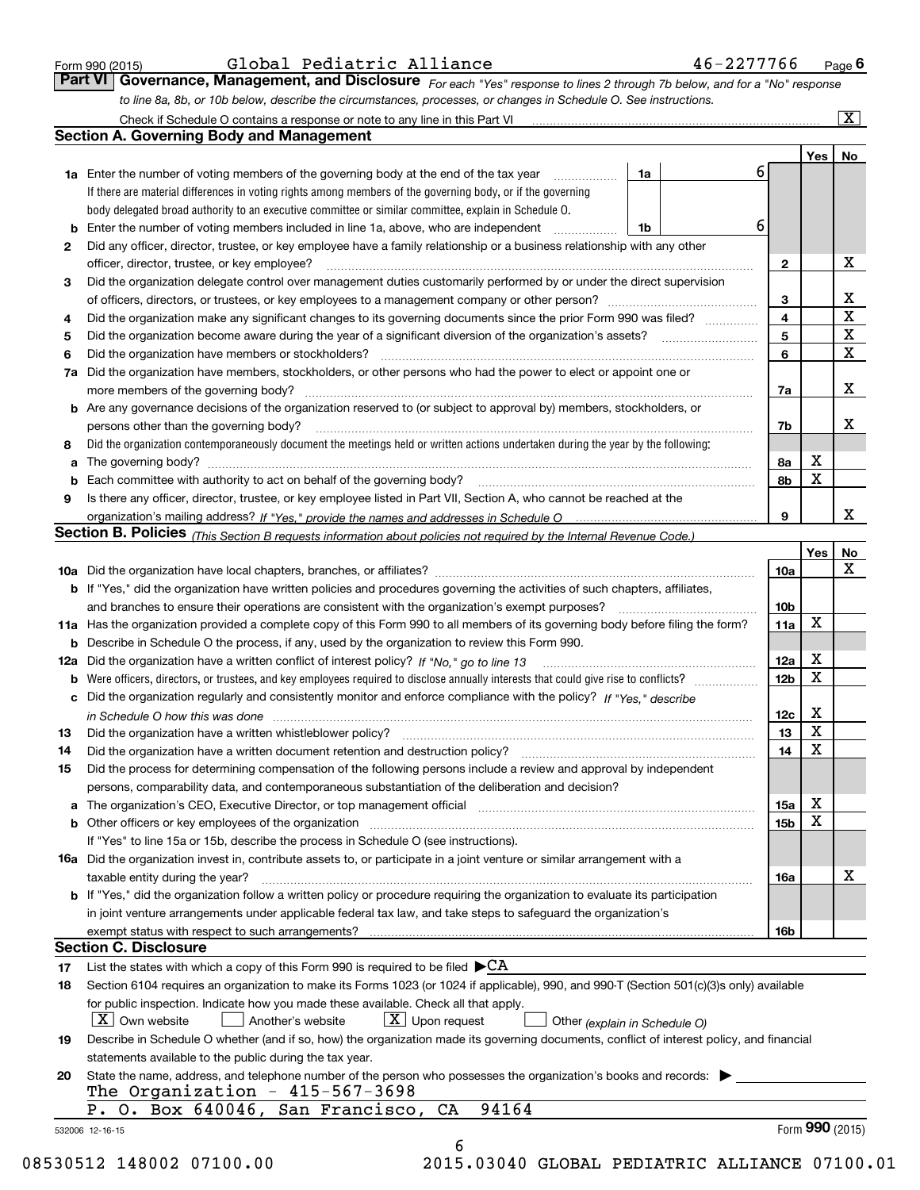Form 990 (2015) Global Pediatric Alliance 46-2277766 Page 6

## Part VI Governance, Management, and Disclosure

*For each "Yes" response to lines 2 through 7b below, and for a "No" response to line 8a, 8b, or 10b below, describe the circumstances, processes, or changes in Schedule O. See instructions.*

Check if Schedule O contains a response or note to any line in this Part VI [X]

### Section A. Governing Body and Management

| | | | | Yes | No |
|---|---|---|---|---|---|
| 1a | Enter the number of voting members of the governing body at the end of the tax year. If there are material differences in voting rights among members of the governing body, or if the governing body delegated broad authority to an executive committee or similar committee, explain in Schedule O. | 1a | 6 | | |
| b | Enter the number of voting members included in line 1a, above, who are independent | 1b | 6 | | |
| 2 | Did any officer, director, trustee, or key employee have a family relationship or a business relationship with any other officer, director, trustee, or key employee? | | 2 | | X |
| 3 | Did the organization delegate control over management duties customarily performed by or under the direct supervision of officers, directors, or trustees, or key employees to a management company or other person? | | 3 | | X |
| 4 | Did the organization make any significant changes to its governing documents since the prior Form 990 was filed? | | 4 | | X |
| 5 | Did the organization become aware during the year of a significant diversion of the organization's assets? | | 5 | | X |
| 6 | Did the organization have members or stockholders? | | 6 | | X |
| 7a | Did the organization have members, stockholders, or other persons who had the power to elect or appoint one or more members of the governing body? | | 7a | | X |
| b | Are any governance decisions of the organization reserved to (or subject to approval by) members, stockholders, or persons other than the governing body? | | 7b | | X |
| 8 | Did the organization contemporaneously document the meetings held or written actions undertaken during the year by the following: | | | | |
| a | The governing body? | | 8a | X | |
| b | Each committee with authority to act on behalf of the governing body? | | 8b | X | |
| 9 | Is there any officer, director, trustee, or key employee listed in Part VII, Section A, who cannot be reached at the organization's mailing address? *If "Yes," provide the names and addresses in Schedule O* | | 9 | | X |

### Section B. Policies *(This Section B requests information about policies not required by the Internal Revenue Code.)*

| | | | Yes | No |
|---|---|---|---|---|
| 10a | Did the organization have local chapters, branches, or affiliates? | 10a | | X |
| b | If "Yes," did the organization have written policies and procedures governing the activities of such chapters, affiliates, and branches to ensure their operations are consistent with the organization's exempt purposes? | 10b | | |
| 11a | Has the organization provided a complete copy of this Form 990 to all members of its governing body before filing the form? | 11a | X | |
| b | Describe in Schedule O the process, if any, used by the organization to review this Form 990. | | | |
| 12a | Did the organization have a written conflict of interest policy? *If "No," go to line 13* | 12a | X | |
| b | Were officers, directors, or trustees, and key employees required to disclose annually interests that could give rise to conflicts? | 12b | X | |
| c | Did the organization regularly and consistently monitor and enforce compliance with the policy? *If "Yes," describe in Schedule O how this was done* | 12c | X | |
| 13 | Did the organization have a written whistleblower policy? | 13 | X | |
| 14 | Did the organization have a written document retention and destruction policy? | 14 | X | |
| 15 | Did the process for determining compensation of the following persons include a review and approval by independent persons, comparability data, and contemporaneous substantiation of the deliberation and decision? | | | |
| a | The organization's CEO, Executive Director, or top management official | 15a | X | |
| b | Other officers or key employees of the organization | 15b | X | |
| | If "Yes" to line 15a or 15b, describe the process in Schedule O (see instructions). | | | |
| 16a | Did the organization invest in, contribute assets to, or participate in a joint venture or similar arrangement with a taxable entity during the year? | 16a | | X |
| b | If "Yes," did the organization follow a written policy or procedure requiring the organization to evaluate its participation in joint venture arrangements under applicable federal tax law, and take steps to safeguard the organization's exempt status with respect to such arrangements? | 16b | | |

### Section C. Disclosure

17 List the states with which a copy of this Form 990 is required to be filed ▶CA

18 Section 6104 requires an organization to make its Forms 1023 (or 1024 if applicable), 990, and 990-T (Section 501(c)(3)s only) available for public inspection. Indicate how you made these available. Check all that apply.

[X] Own website  [ ] Another's website  [X] Upon request  [ ] Other *(explain in Schedule O)*

19 Describe in Schedule O whether (and if so, how) the organization made its governing documents, conflict of interest policy, and financial statements available to the public during the tax year.

20 State the name, address, and telephone number of the person who possesses the organization's books and records: ▶

The Organization - 415-567-3698
P. O. Box 640046, San Francisco, CA 94164

532006 12-16-15 Form 990 (2015)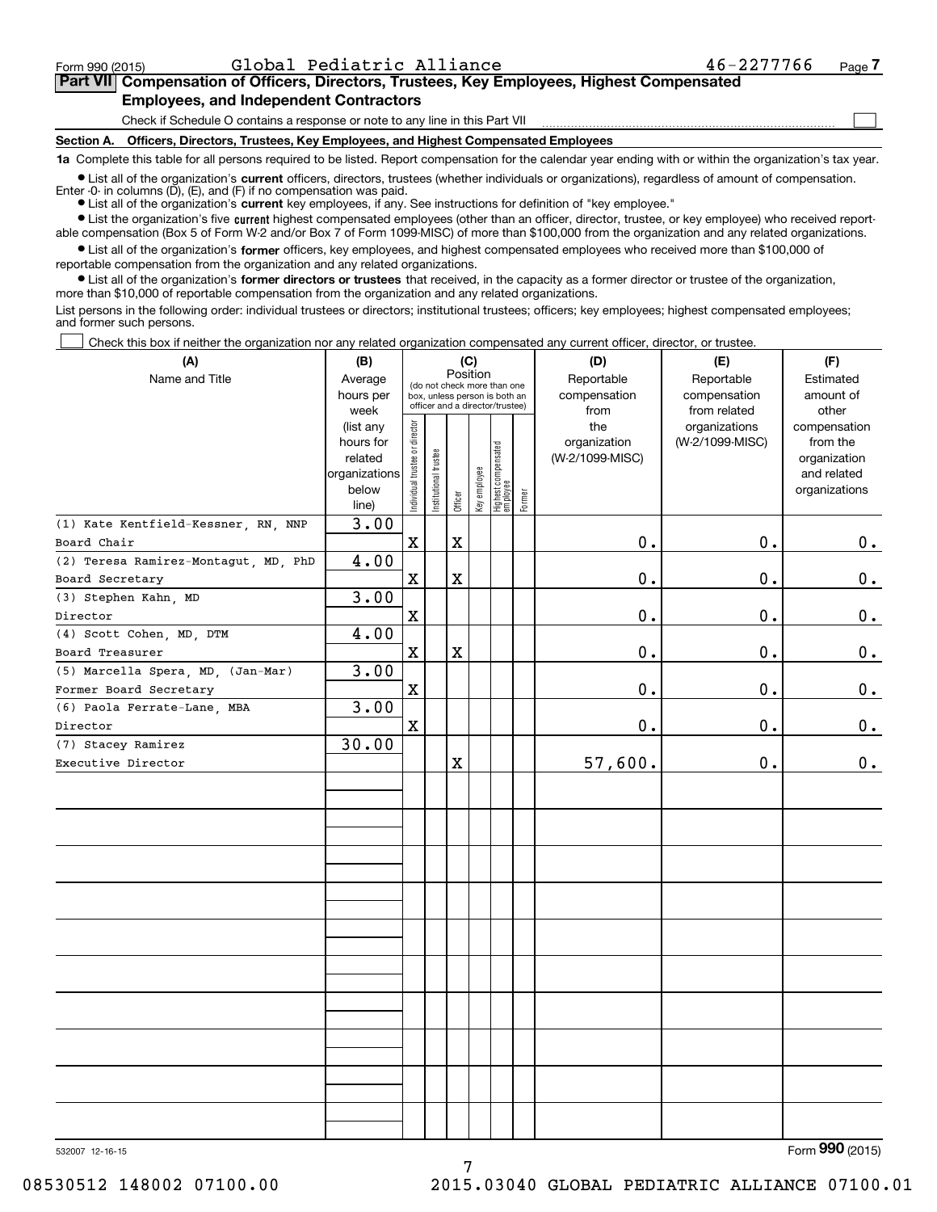Form 990 (2015) Global Pediatric Alliance 46-2277766

**Part VII Compensation of Officers, Directors, Trustees, Key Employees, Highest Compensated Employees, and Independent Contractors**

Check if Schedule O contains a response or note to any line in this Part VII

**Section A. Officers, Directors, Trustees, Key Employees, and Highest Compensated Employees**

**1a** Complete this table for all persons required to be listed. Report compensation for the calendar year ending with or within the organization's tax year.

- List all of the organization's **current** officers, directors, trustees (whether individuals or organizations), regardless of amount of compensation. Enter -0- in columns (D), (E), and (F) if no compensation was paid.
- List all of the organization's **current** key employees, if any. See instructions for definition of "key employee."
- List the organization's five **current** highest compensated employees (other than an officer, director, trustee, or key employee) who received reportable compensation (Box 5 of Form W-2 and/or Box 7 of Form 1099-MISC) of more than $100,000 from the organization and any related organizations.
- List all of the organization's **former** officers, key employees, and highest compensated employees who received more than $100,000 of reportable compensation from the organization and any related organizations.
- List all of the organization's **former directors or trustees** that received, in the capacity as a former director or trustee of the organization, more than $10,000 of reportable compensation from the organization and any related organizations.

List persons in the following order: individual trustees or directors; institutional trustees; officers; key employees; highest compensated employees; and former such persons.

Check this box if neither the organization nor any related organization compensated any current officer, director, or trustee.

| (A) Name and Title | (B) Average hours per week (list any hours for related organizations below line) | (C) Position: Individual trustee or director | Institutional trustee | Officer | Key employee | Highest compensated employee | Former | (D) Reportable compensation from the organization (W-2/1099-MISC) | (E) Reportable compensation from related organizations (W-2/1099-MISC) | (F) Estimated amount of other compensation from the organization and related organizations |
|---|---|---|---|---|---|---|---|---|---|---|
| (1) Kate Kentfield-Kessner, RN, NNP<br>Board Chair | 3.00 | X | | X | | | | 0. | 0. | 0. |
| (2) Teresa Ramirez-Montagut, MD, PhD<br>Board Secretary | 4.00 | X | | X | | | | 0. | 0. | 0. |
| (3) Stephen Kahn, MD<br>Director | 3.00 | X | | | | | | 0. | 0. | 0. |
| (4) Scott Cohen, MD, DTM<br>Board Treasurer | 4.00 | X | | X | | | | 0. | 0. | 0. |
| (5) Marcella Spera, MD, (Jan-Mar)<br>Former Board Secretary | 3.00 | X | | | | | | 0. | 0. | 0. |
| (6) Paola Ferrate-Lane, MBA<br>Director | 3.00 | X | | | | | | 0. | 0. | 0. |
| (7) Stacey Ramirez<br>Executive Director | 30.00 | | | X | | | | 57,600. | 0. | 0. |

532007 12-16-15

Form **990** (2015)

08530512 148002 07100.00 2015.03040 GLOBAL PEDIATRIC ALLIANCE 07100.01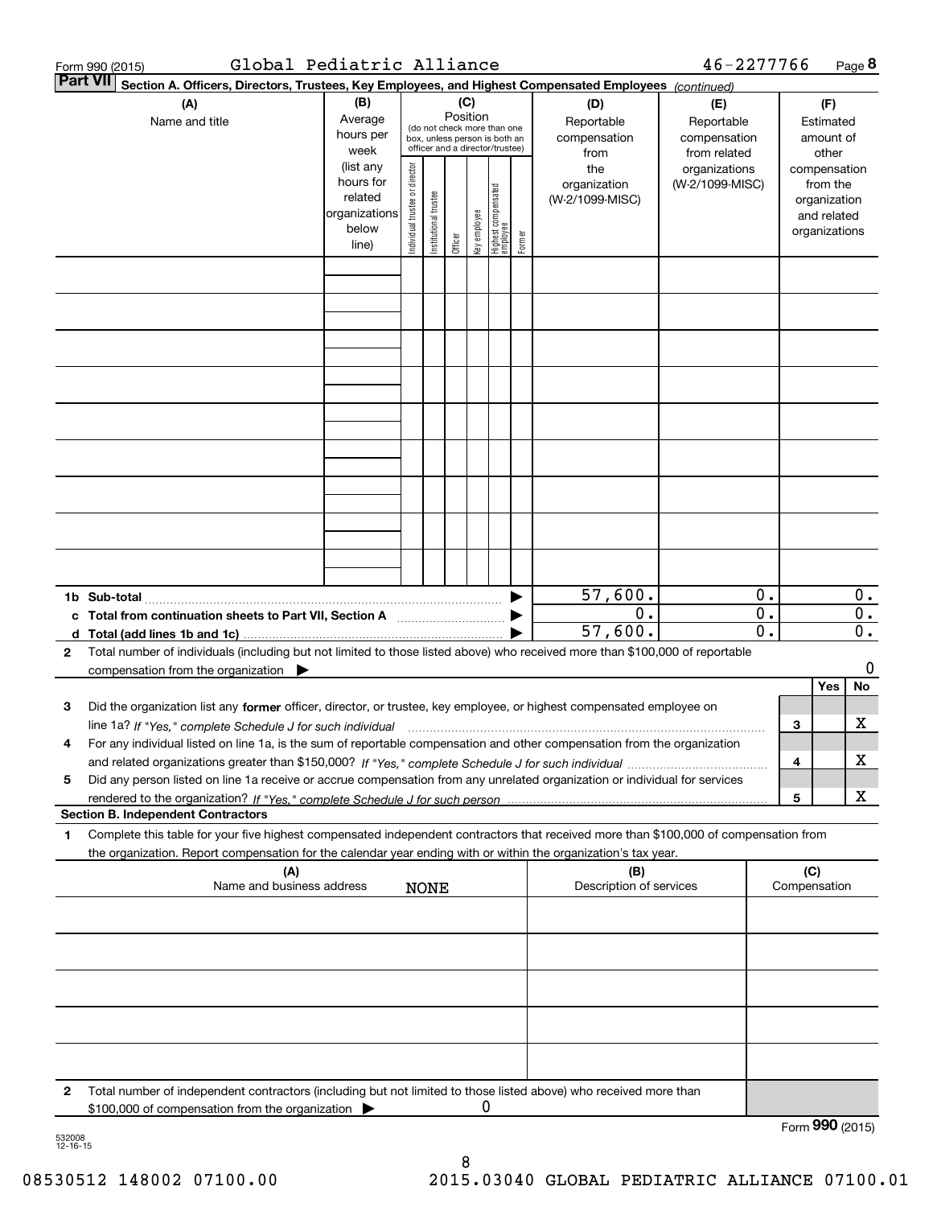Form 990 (2015) Global Pediatric Alliance 46-2277766 Page 8

**Part VII Section A. Officers, Directors, Trustees, Key Employees, and Highest Compensated Employees** *(continued)*

| (A) Name and title | (B) Average hours per week (list any hours for related organizations below line) | (C) Position (do not check more than one box, unless person is both an officer and a director/trustee) Individual trustee or director | Institutional trustee | Officer | Key employee | Highest compensated employee | Former | (D) Reportable compensation from the organization (W-2/1099-MISC) | (E) Reportable compensation from related organizations (W-2/1099-MISC) | (F) Estimated amount of other compensation from the organization and related organizations |
|---|---|---|---|---|---|---|---|---|---|---|
| | | | | | | | | | | |
| | | | | | | | | | | |
| | | | | | | | | | | |
| | | | | | | | | | | |
| | | | | | | | | | | |
| | | | | | | | | | | |
| | | | | | | | | | | |
| | | | | | | | | | | |
| | | | | | | | | | | |
| **1b Sub-total** | | | | | | | | 57,600. | 0. | 0. |
| **c Total from continuation sheets to Part VII, Section A** | | | | | | | | 0. | 0. | 0. |
| **d Total (add lines 1b and 1c)** | | | | | | | | 57,600. | 0. | 0. |

**2** Total number of individuals (including but not limited to those listed above) who received more than $100,000 of reportable compensation from the organization ▶ 0

| | | Yes | No |
|---|---|---|---|
| **3** Did the organization list any **former** officer, director, or trustee, key employee, or highest compensated employee on line 1a? *If "Yes," complete Schedule J for such individual* | 3 | | X |
| **4** For any individual listed on line 1a, is the sum of reportable compensation and other compensation from the organization and related organizations greater than $150,000? *If "Yes," complete Schedule J for such individual* | 4 | | X |
| **5** Did any person listed on line 1a receive or accrue compensation from any unrelated organization or individual for services rendered to the organization? *If "Yes," complete Schedule J for such person* | 5 | | X |

**Section B. Independent Contractors**

**1** Complete this table for your five highest compensated independent contractors that received more than $100,000 of compensation from the organization. Report compensation for the calendar year ending with or within the organization's tax year.

| (A) Name and business address NONE | (B) Description of services | (C) Compensation |
|---|---|---|
| | | |
| | | |
| | | |
| | | |
| | | |

**2** Total number of independent contractors (including but not limited to those listed above) who received more than $100,000 of compensation from the organization ▶ 0

Form **990** (2015)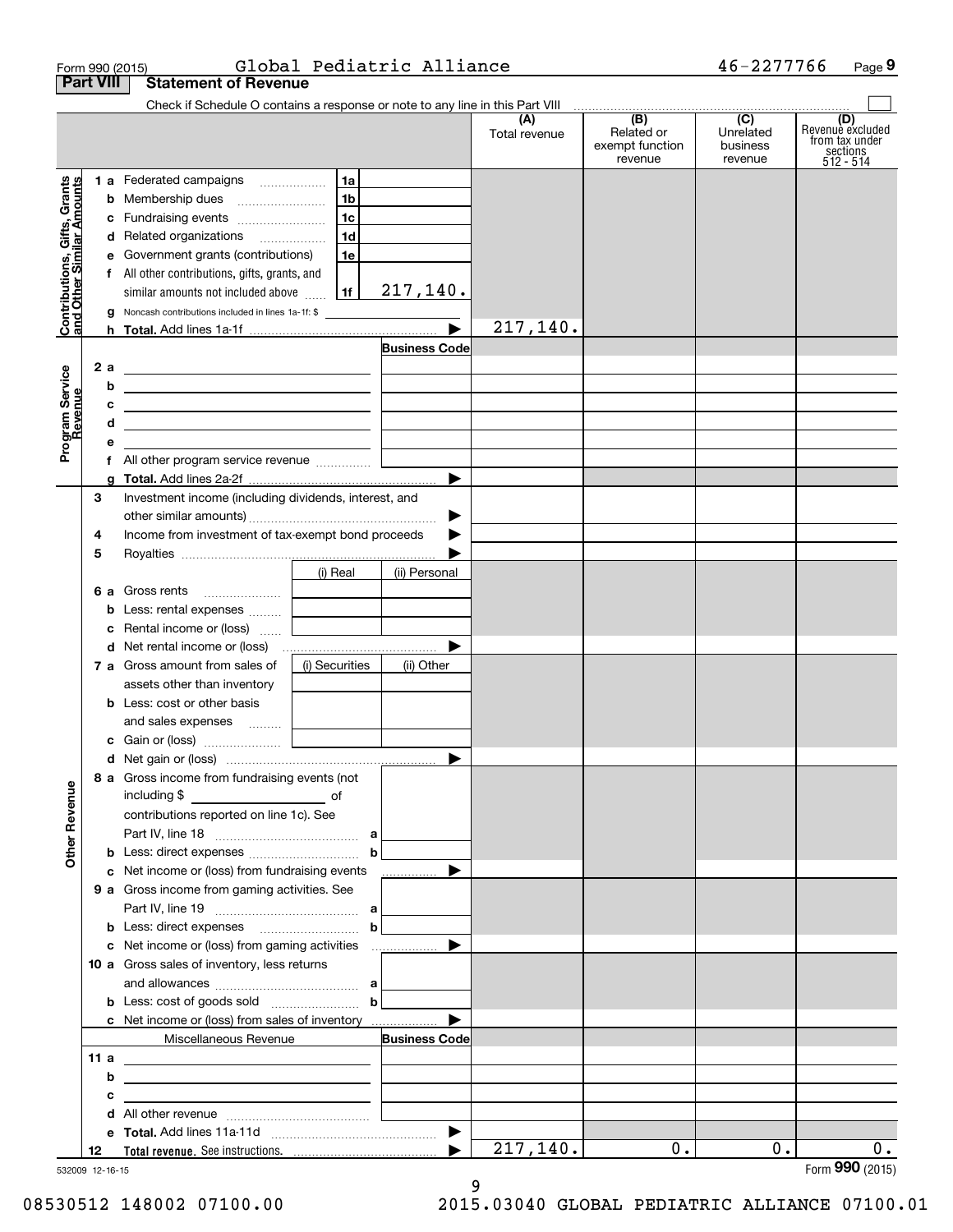Form 990 (2015) Global Pediatric Alliance 46-2277766 Page 9

## Part VIII Statement of Revenue

Check if Schedule O contains a response or note to any line in this Part VIII ☐

| | | | | (A) Total revenue | (B) Related or exempt function revenue | (C) Unrelated business revenue | (D) Revenue excluded from tax under sections 512 - 514 |
|---|---|---|---|---|---|---|---|
| **Contributions, Gifts, Grants and Other Similar Amounts** | 1 a Federated campaigns | 1a | | | | | |
| | b Membership dues | 1b | | | | | |
| | c Fundraising events | 1c | | | | | |
| | d Related organizations | 1d | | | | | |
| | e Government grants (contributions) | 1e | | | | | |
| | f All other contributions, gifts, grants, and similar amounts not included above | 1f | 217,140. | | | | |
| | g Noncash contributions included in lines 1a-1f: $ | | | | | | |
| | h **Total.** Add lines 1a-1f | | ▶ | 217,140. | | | |
| **Program Service Revenue** | | | Business Code | | | | |
| | 2 a | | | | | | |
| | b | | | | | | |
| | c | | | | | | |
| | d | | | | | | |
| | e | | | | | | |
| | f All other program service revenue | | | | | | |
| | g **Total.** Add lines 2a-2f | | ▶ | | | | |
| **Other Revenue** | 3 Investment income (including dividends, interest, and other similar amounts) | | ▶ | | | | |
| | 4 Income from investment of tax-exempt bond proceeds | | ▶ | | | | |
| | 5 Royalties | | ▶ | | | | |
| | | (i) Real | (ii) Personal | | | | |
| | 6 a Gross rents | | | | | | |
| | b Less: rental expenses | | | | | | |
| | c Rental income or (loss) | | | | | | |
| | d Net rental income or (loss) | | ▶ | | | | |
| | 7 a Gross amount from sales of assets other than inventory | (i) Securities | (ii) Other | | | | |
| | b Less: cost or other basis and sales expenses | | | | | | |
| | c Gain or (loss) | | | | | | |
| | d Net gain or (loss) | | ▶ | | | | |
| | 8 a Gross income from fundraising events (not including $ ____ of contributions reported on line 1c). See Part IV, line 18 | a | | | | | |
| | b Less: direct expenses | b | | | | | |
| | c Net income or (loss) from fundraising events | | ▶ | | | | |
| | 9 a Gross income from gaming activities. See Part IV, line 19 | a | | | | | |
| | b Less: direct expenses | b | | | | | |
| | c Net income or (loss) from gaming activities | | ▶ | | | | |
| | 10 a Gross sales of inventory, less returns and allowances | a | | | | | |
| | b Less: cost of goods sold | b | | | | | |
| | c Net income or (loss) from sales of inventory | | ▶ | | | | |
| | Miscellaneous Revenue | | Business Code | | | | |
| | 11 a | | | | | | |
| | b | | | | | | |
| | c | | | | | | |
| | d All other revenue | | | | | | |
| | e **Total.** Add lines 11a-11d | | ▶ | | | | |
| | 12 **Total revenue.** See instructions. | | ▶ | 217,140. | 0. | 0. | 0. |

532009 12-16-15 Form **990** (2015)

08530512 148002 07100.00 2015.03040 GLOBAL PEDIATRIC ALLIANCE 07100.01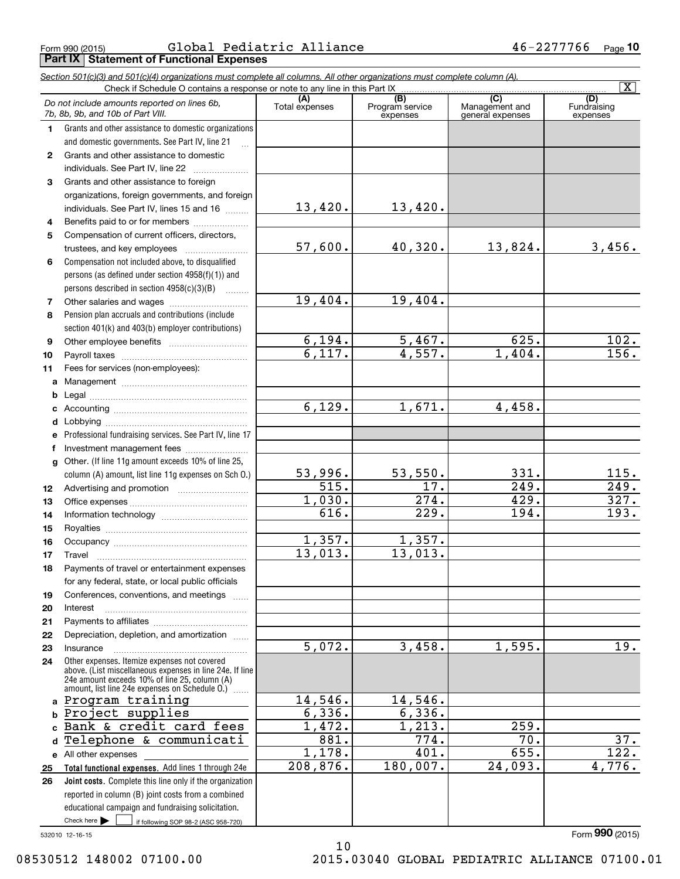Form 990 (2015) Global Pediatric Alliance 46-2277766 Page 10

## Part IX Statement of Functional Expenses

*Section 501(c)(3) and 501(c)(4) organizations must complete all columns. All other organizations must complete column (A).*

Check if Schedule O contains a response or note to any line in this Part IX [X]

| *Do not include amounts reported on lines 6b, 7b, 8b, 9b, and 10b of Part VIII.* | (A) Total expenses | (B) Program service expenses | (C) Management and general expenses | (D) Fundraising expenses |
|---|---|---|---|---|
| 1 Grants and other assistance to domestic organizations and domestic governments. See Part IV, line 21 | | | | |
| 2 Grants and other assistance to domestic individuals. See Part IV, line 22 | | | | |
| 3 Grants and other assistance to foreign organizations, foreign governments, and foreign individuals. See Part IV, lines 15 and 16 | 13,420. | 13,420. | | |
| 4 Benefits paid to or for members | | | | |
| 5 Compensation of current officers, directors, trustees, and key employees | 57,600. | 40,320. | 13,824. | 3,456. |
| 6 Compensation not included above, to disqualified persons (as defined under section 4958(f)(1)) and persons described in section 4958(c)(3)(B) | | | | |
| 7 Other salaries and wages | 19,404. | 19,404. | | |
| 8 Pension plan accruals and contributions (include section 401(k) and 403(b) employer contributions) | | | | |
| 9 Other employee benefits | 6,194. | 5,467. | 625. | 102. |
| 10 Payroll taxes | 6,117. | 4,557. | 1,404. | 156. |
| 11 Fees for services (non-employees): | | | | |
| a Management | | | | |
| b Legal | | | | |
| c Accounting | 6,129. | 1,671. | 4,458. | |
| d Lobbying | | | | |
| e Professional fundraising services. See Part IV, line 17 | | | | |
| f Investment management fees | | | | |
| g Other. (If line 11g amount exceeds 10% of line 25, column (A) amount, list line 11g expenses on Sch O.) | 53,996. | 53,550. | 331. | 115. |
| 12 Advertising and promotion | 515. | 17. | 249. | 249. |
| 13 Office expenses | 1,030. | 274. | 429. | 327. |
| 14 Information technology | 616. | 229. | 194. | 193. |
| 15 Royalties | | | | |
| 16 Occupancy | 1,357. | 1,357. | | |
| 17 Travel | 13,013. | 13,013. | | |
| 18 Payments of travel or entertainment expenses for any federal, state, or local public officials | | | | |
| 19 Conferences, conventions, and meetings | | | | |
| 20 Interest | | | | |
| 21 Payments to affiliates | | | | |
| 22 Depreciation, depletion, and amortization | | | | |
| 23 Insurance | 5,072. | 3,458. | 1,595. | 19. |
| 24 Other expenses. Itemize expenses not covered above. (List miscellaneous expenses in line 24e. If line 24e amount exceeds 10% of line 25, column (A) amount, list line 24e expenses on Schedule O.) | | | | |
| a Program training | 14,546. | 14,546. | | |
| b Project supplies | 6,336. | 6,336. | | |
| c Bank & credit card fees | 1,472. | 1,213. | 259. | |
| d Telephone & communicati | 881. | 774. | 70. | 37. |
| e All other expenses | 1,178. | 401. | 655. | 122. |
| 25 **Total functional expenses.** Add lines 1 through 24e | 208,876. | 180,007. | 24,093. | 4,776. |
| 26 **Joint costs.** Complete this line only if the organization reported in column (B) joint costs from a combined educational campaign and fundraising solicitation. Check here [ ] if following SOP 98-2 (ASC 958-720) | | | | |

532010 12-16-15

Form **990** (2015)

08530512 148002 07100.00 2015.03040 GLOBAL PEDIATRIC ALLIANCE 07100.01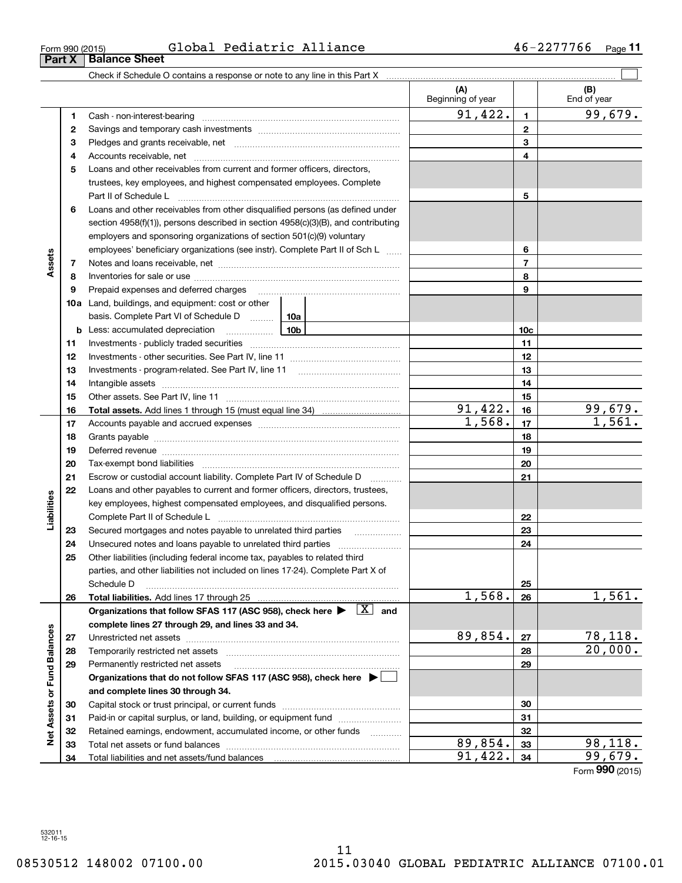Form 990 (2015) Global Pediatric Alliance 46-2277766

## Part X Balance Sheet

Check if Schedule O contains a response or note to any line in this Part X ☐

| Section | Line | Description | (A) Beginning of year | | (B) End of year |
|---|---|---|---|---|---|
| Assets | 1 | Cash - non-interest-bearing | 91,422. | 1 | 99,679. |
| | 2 | Savings and temporary cash investments | | 2 | |
| | 3 | Pledges and grants receivable, net | | 3 | |
| | 4 | Accounts receivable, net | | 4 | |
| | 5 | Loans and other receivables from current and former officers, directors, trustees, key employees, and highest compensated employees. Complete Part II of Schedule L | | 5 | |
| | 6 | Loans and other receivables from other disqualified persons (as defined under section 4958(f)(1)), persons described in section 4958(c)(3)(B), and contributing employers and sponsoring organizations of section 501(c)(9) voluntary employees' beneficiary organizations (see instr). Complete Part II of Sch L | | 6 | |
| | 7 | Notes and loans receivable, net | | 7 | |
| | 8 | Inventories for sale or use | | 8 | |
| | 9 | Prepaid expenses and deferred charges | | 9 | |
| | 10a | Land, buildings, and equipment: cost or other basis. Complete Part VI of Schedule D (10a) | | | |
| | b | Less: accumulated depreciation (10b) | | 10c | |
| | 11 | Investments - publicly traded securities | | 11 | |
| | 12 | Investments - other securities. See Part IV, line 11 | | 12 | |
| | 13 | Investments - program-related. See Part IV, line 11 | | 13 | |
| | 14 | Intangible assets | | 14 | |
| | 15 | Other assets. See Part IV, line 11 | | 15 | |
| | 16 | **Total assets.** Add lines 1 through 15 (must equal line 34) | 91,422. | 16 | 99,679. |
| Liabilities | 17 | Accounts payable and accrued expenses | 1,568. | 17 | 1,561. |
| | 18 | Grants payable | | 18 | |
| | 19 | Deferred revenue | | 19 | |
| | 20 | Tax-exempt bond liabilities | | 20 | |
| | 21 | Escrow or custodial account liability. Complete Part IV of Schedule D | | 21 | |
| | 22 | Loans and other payables to current and former officers, directors, trustees, key employees, highest compensated employees, and disqualified persons. Complete Part II of Schedule L | | 22 | |
| | 23 | Secured mortgages and notes payable to unrelated third parties | | 23 | |
| | 24 | Unsecured notes and loans payable to unrelated third parties | | 24 | |
| | 25 | Other liabilities (including federal income tax, payables to related third parties, and other liabilities not included on lines 17-24). Complete Part X of Schedule D | | 25 | |
| | 26 | **Total liabilities.** Add lines 17 through 25 | 1,568. | 26 | 1,561. |
| Net Assets or Fund Balances | | **Organizations that follow SFAS 117 (ASC 958), check here ▶ [X] and complete lines 27 through 29, and lines 33 and 34.** | | | |
| | 27 | Unrestricted net assets | 89,854. | 27 | 78,118. |
| | 28 | Temporarily restricted net assets | | 28 | 20,000. |
| | 29 | Permanently restricted net assets | | 29 | |
| | | **Organizations that do not follow SFAS 117 (ASC 958), check here ▶ ☐ and complete lines 30 through 34.** | | | |
| | 30 | Capital stock or trust principal, or current funds | | 30 | |
| | 31 | Paid-in or capital surplus, or land, building, or equipment fund | | 31 | |
| | 32 | Retained earnings, endowment, accumulated income, or other funds | | 32 | |
| | 33 | Total net assets or fund balances | 89,854. | 33 | 98,118. |
| | 34 | Total liabilities and net assets/fund balances | 91,422. | 34 | 99,679. |

Form **990** (2015)

532011 12-16-15

08530512 148002 07100.00 2015.03040 GLOBAL PEDIATRIC ALLIANCE 07100.01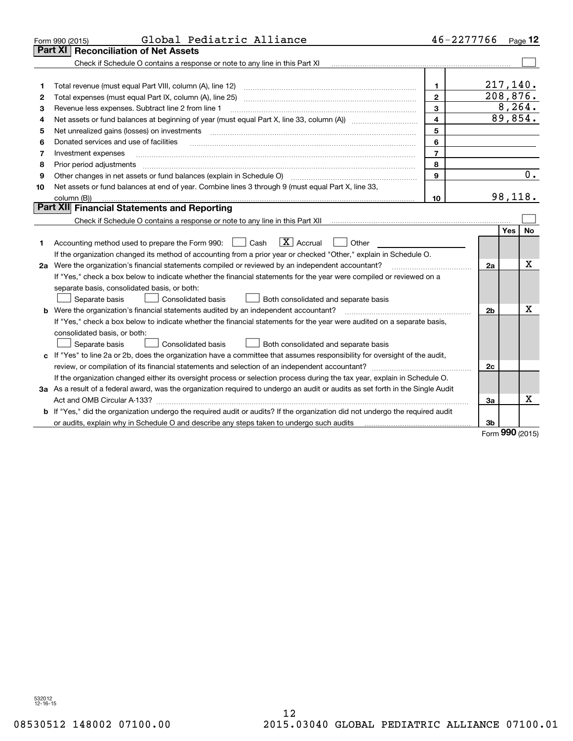Form 990 (2015) Global Pediatric Alliance 46-2277766 Page 12

## Part XI Reconciliation of Net Assets

Check if Schedule O contains a response or note to any line in this Part XI ☐

| | | | |
|---|---|---|---|
| 1 | Total revenue (must equal Part VIII, column (A), line 12) | 1 | 217,140. |
| 2 | Total expenses (must equal Part IX, column (A), line 25) | 2 | 208,876. |
| 3 | Revenue less expenses. Subtract line 2 from line 1 | 3 | 8,264. |
| 4 | Net assets or fund balances at beginning of year (must equal Part X, line 33, column (A)) | 4 | 89,854. |
| 5 | Net unrealized gains (losses) on investments | 5 | |
| 6 | Donated services and use of facilities | 6 | |
| 7 | Investment expenses | 7 | |
| 8 | Prior period adjustments | 8 | |
| 9 | Other changes in net assets or fund balances (explain in Schedule O) | 9 | 0. |
| 10 | Net assets or fund balances at end of year. Combine lines 3 through 9 (must equal Part X, line 33, column (B)) | 10 | 98,118. |

## Part XII Financial Statements and Reporting

Check if Schedule O contains a response or note to any line in this Part XII ☐

| | | | Yes | No |
|---|---|---|---|---|
| 1 | Accounting method used to prepare the Form 990: ☐ Cash ☒ Accrual ☐ Other<br>If the organization changed its method of accounting from a prior year or checked "Other," explain in Schedule O. | | | |
| 2a | Were the organization's financial statements compiled or reviewed by an independent accountant? | 2a | | X |
| | If "Yes," check a box below to indicate whether the financial statements for the year were compiled or reviewed on a separate basis, consolidated basis, or both:<br>☐ Separate basis ☐ Consolidated basis ☐ Both consolidated and separate basis | | | |
| b | Were the organization's financial statements audited by an independent accountant? | 2b | | X |
| | If "Yes," check a box below to indicate whether the financial statements for the year were audited on a separate basis, consolidated basis, or both:<br>☐ Separate basis ☐ Consolidated basis ☐ Both consolidated and separate basis | | | |
| c | If "Yes" to line 2a or 2b, does the organization have a committee that assumes responsibility for oversight of the audit, review, or compilation of its financial statements and selection of an independent accountant? | 2c | | |
| | If the organization changed either its oversight process or selection process during the tax year, explain in Schedule O. | | | |
| 3a | As a result of a federal award, was the organization required to undergo an audit or audits as set forth in the Single Audit Act and OMB Circular A-133? | 3a | | X |
| b | If "Yes," did the organization undergo the required audit or audits? If the organization did not undergo the required audit or audits, explain why in Schedule O and describe any steps taken to undergo such audits | 3b | | |

Form **990** (2015)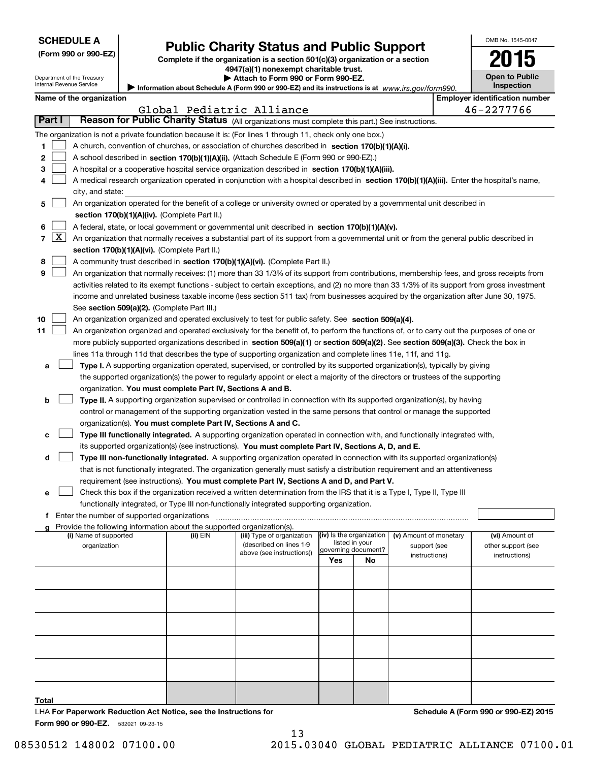**SCHEDULE A**
**(Form 990 or 990-EZ)**

Department of the Treasury
Internal Revenue Service

# Public Charity Status and Public Support

**Complete if the organization is a section 501(c)(3) organization or a section 4947(a)(1) nonexempt charitable trust.**
**▶ Attach to Form 990 or Form 990-EZ.**
**▶ Information about Schedule A (Form 990 or 990-EZ) and its instructions is at** *www.irs.gov/form990.*

OMB No. 1545-0047
**2015**
**Open to Public Inspection**

**Name of the organization:** Global Pediatric Alliance
**Employer identification number:** 46-2277766

## Part I — Reason for Public Charity Status (All organizations must complete this part.) See instructions.

The organization is not a private foundation because it is: (For lines 1 through 11, check only one box.)

1. [ ] A church, convention of churches, or association of churches described in **section 170(b)(1)(A)(i).**
2. [ ] A school described in **section 170(b)(1)(A)(ii).** (Attach Schedule E (Form 990 or 990-EZ).)
3. [ ] A hospital or a cooperative hospital service organization described in **section 170(b)(1)(A)(iii).**
4. [ ] A medical research organization operated in conjunction with a hospital described in **section 170(b)(1)(A)(iii).** Enter the hospital's name, city, and state:
5. [ ] An organization operated for the benefit of a college or university owned or operated by a governmental unit described in **section 170(b)(1)(A)(iv).** (Complete Part II.)
6. [ ] A federal, state, or local government or governmental unit described in **section 170(b)(1)(A)(v).**
7. [X] An organization that normally receives a substantial part of its support from a governmental unit or from the general public described in **section 170(b)(1)(A)(vi).** (Complete Part II.)
8. [ ] A community trust described in **section 170(b)(1)(A)(vi).** (Complete Part II.)
9. [ ] An organization that normally receives: (1) more than 33 1/3% of its support from contributions, membership fees, and gross receipts from activities related to its exempt functions - subject to certain exceptions, and (2) no more than 33 1/3% of its support from gross investment income and unrelated business taxable income (less section 511 tax) from businesses acquired by the organization after June 30, 1975. See **section 509(a)(2).** (Complete Part III.)
10. [ ] An organization organized and operated exclusively to test for public safety. See **section 509(a)(4).**
11. [ ] An organization organized and operated exclusively for the benefit of, to perform the functions of, or to carry out the purposes of one or more publicly supported organizations described in **section 509(a)(1)** or **section 509(a)(2)**. See **section 509(a)(3).** Check the box in lines 11a through 11d that describes the type of supporting organization and complete lines 11e, 11f, and 11g.
   - a [ ] **Type I.** A supporting organization operated, supervised, or controlled by its supported organization(s), typically by giving the supported organization(s) the power to regularly appoint or elect a majority of the directors or trustees of the supporting organization. **You must complete Part IV, Sections A and B.**
   - b [ ] **Type II.** A supporting organization supervised or controlled in connection with its supported organization(s), by having control or management of the supporting organization vested in the same persons that control or manage the supported organization(s). **You must complete Part IV, Sections A and C.**
   - c [ ] **Type III functionally integrated.** A supporting organization operated in connection with, and functionally integrated with, its supported organization(s) (see instructions). **You must complete Part IV, Sections A, D, and E.**
   - d [ ] **Type III non-functionally integrated.** A supporting organization operated in connection with its supported organization(s) that is not functionally integrated. The organization generally must satisfy a distribution requirement and an attentiveness requirement (see instructions). **You must complete Part IV, Sections A and D, and Part V.**
   - e [ ] Check this box if the organization received a written determination from the IRS that it is a Type I, Type II, Type III functionally integrated, or Type III non-functionally integrated supporting organization.
   - f Enter the number of supported organizations
   - g Provide the following information about the supported organization(s).

| (i) Name of supported organization | (ii) EIN | (iii) Type of organization (described on lines 1-9 above (see instructions)) | (iv) Is the organization listed in your governing document? Yes | No | (v) Amount of monetary support (see instructions) | (vi) Amount of other support (see instructions) |
|---|---|---|---|---|---|---|
| | | | | | | |
| | | | | | | |
| | | | | | | |
| | | | | | | |
| | | | | | | |
| **Total** | | | | | | |

LHA **For Paperwork Reduction Act Notice, see the Instructions for Form 990 or 990-EZ.** 532021 09-23-15

**Schedule A (Form 990 or 990-EZ) 2015**

08530512 148002 07100.00 2015.03040 GLOBAL PEDIATRIC ALLIANCE 07100.01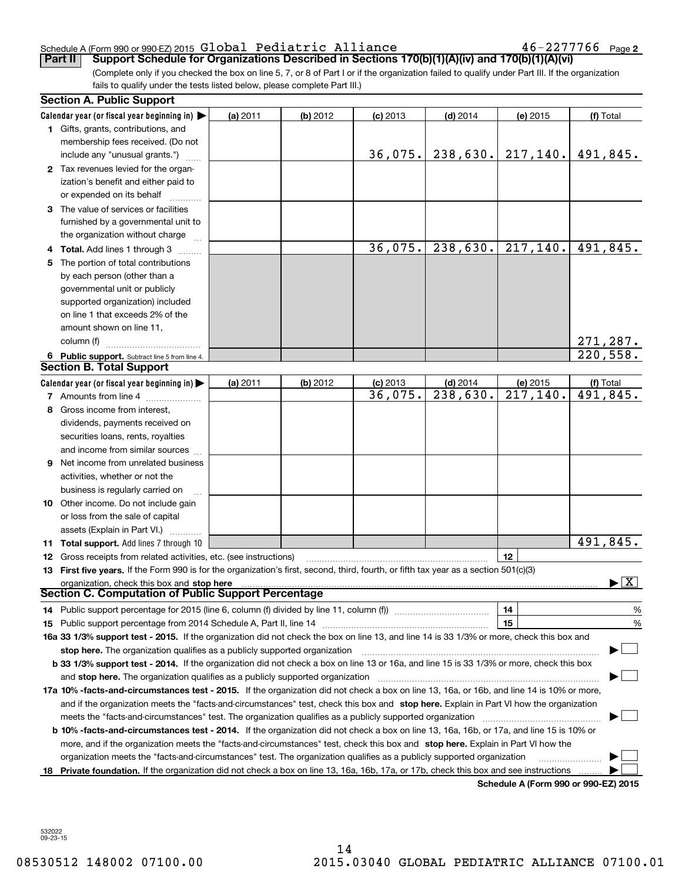Schedule A (Form 990 or 990-EZ) 2015 Global Pediatric Alliance 46-2277766 Page 2

## Part II Support Schedule for Organizations Described in Sections 170(b)(1)(A)(iv) and 170(b)(1)(A)(vi)

(Complete only if you checked the box on line 5, 7, or 8 of Part I or if the organization failed to qualify under Part III. If the organization fails to qualify under the tests listed below, please complete Part III.)

### Section A. Public Support

| Calendar year (or fiscal year beginning in) ▶ | (a) 2011 | (b) 2012 | (c) 2013 | (d) 2014 | (e) 2015 | (f) Total |
|---|---|---|---|---|---|---|
| 1 Gifts, grants, contributions, and membership fees received. (Do not include any "unusual grants.") | | | 36,075. | 238,630. | 217,140. | 491,845. |
| 2 Tax revenues levied for the organization's benefit and either paid to or expended on its behalf | | | | | | |
| 3 The value of services or facilities furnished by a governmental unit to the organization without charge | | | | | | |
| 4 **Total.** Add lines 1 through 3 | | | 36,075. | 238,630. | 217,140. | 491,845. |
| 5 The portion of total contributions by each person (other than a governmental unit or publicly supported organization) included on line 1 that exceeds 2% of the amount shown on line 11, column (f) | | | | | | 271,287. |
| 6 **Public support.** Subtract line 5 from line 4. | | | | | | 220,558. |

### Section B. Total Support

| Calendar year (or fiscal year beginning in) ▶ | (a) 2011 | (b) 2012 | (c) 2013 | (d) 2014 | (e) 2015 | (f) Total |
|---|---|---|---|---|---|---|
| 7 Amounts from line 4 | | | 36,075. | 238,630. | 217,140. | 491,845. |
| 8 Gross income from interest, dividends, payments received on securities loans, rents, royalties and income from similar sources | | | | | | |
| 9 Net income from unrelated business activities, whether or not the business is regularly carried on | | | | | | |
| 10 Other income. Do not include gain or loss from the sale of capital assets (Explain in Part VI.) | | | | | | |
| 11 **Total support.** Add lines 7 through 10 | | | | | | 491,845. |

12 Gross receipts from related activities, etc. (see instructions) 12

13 **First five years.** If the Form 990 is for the organization's first, second, third, fourth, or fifth tax year as a section 501(c)(3) organization, check this box and **stop here** ▶ [X]

### Section C. Computation of Public Support Percentage

14 Public support percentage for 2015 (line 6, column (f) divided by line 11, column (f)) 14 %

15 Public support percentage from 2014 Schedule A, Part II, line 14 15 %

**16a 33 1/3% support test - 2015.** If the organization did not check the box on line 13, and line 14 is 33 1/3% or more, check this box and **stop here.** The organization qualifies as a publicly supported organization ▶ [ ]

**b 33 1/3% support test - 2014.** If the organization did not check a box on line 13 or 16a, and line 15 is 33 1/3% or more, check this box and **stop here.** The organization qualifies as a publicly supported organization ▶ [ ]

**17a 10% -facts-and-circumstances test - 2015.** If the organization did not check a box on line 13, 16a, or 16b, and line 14 is 10% or more, and if the organization meets the "facts-and-circumstances" test, check this box and **stop here.** Explain in Part VI how the organization meets the "facts-and-circumstances" test. The organization qualifies as a publicly supported organization ▶ [ ]

**b 10% -facts-and-circumstances test - 2014.** If the organization did not check a box on line 13, 16a, 16b, or 17a, and line 15 is 10% or more, and if the organization meets the "facts-and-circumstances" test, check this box and **stop here.** Explain in Part VI how the organization meets the "facts-and-circumstances" test. The organization qualifies as a publicly supported organization ▶ [ ]

**18 Private foundation.** If the organization did not check a box on line 13, 16a, 16b, 17a, or 17b, check this box and see instructions ▶ [ ]

**Schedule A (Form 990 or 990-EZ) 2015**

532022 09-23-15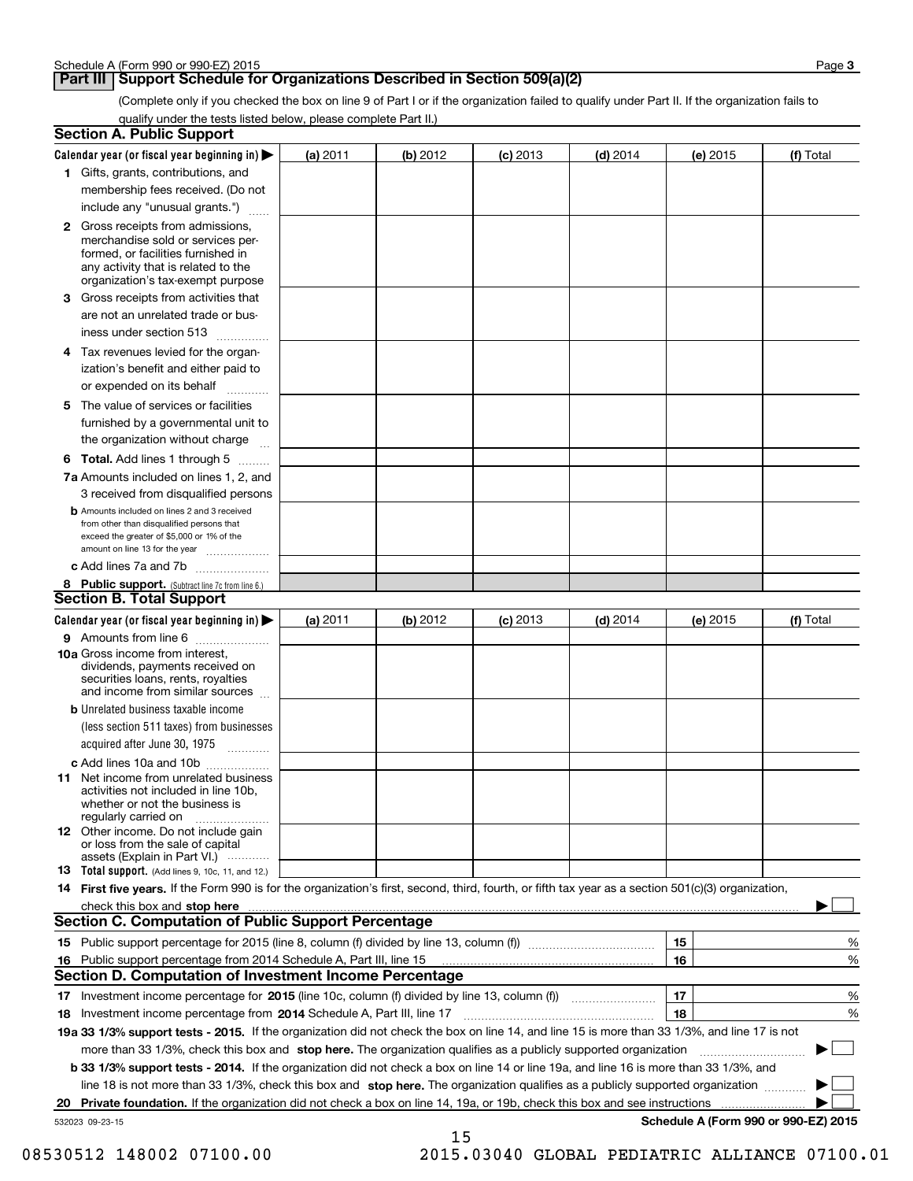## Part III Support Schedule for Organizations Described in Section 509(a)(2)

(Complete only if you checked the box on line 9 of Part I or if the organization failed to qualify under Part II. If the organization fails to qualify under the tests listed below, please complete Part II.)

### Section A. Public Support

| Calendar year (or fiscal year beginning in) ▶ | (a) 2011 | (b) 2012 | (c) 2013 | (d) 2014 | (e) 2015 | (f) Total |
|---|---|---|---|---|---|---|
| **1** Gifts, grants, contributions, and membership fees received. (Do not include any "unusual grants.") | | | | | | |
| **2** Gross receipts from admissions, merchandise sold or services performed, or facilities furnished in any activity that is related to the organization's tax-exempt purpose | | | | | | |
| **3** Gross receipts from activities that are not an unrelated trade or business under section 513 | | | | | | |
| **4** Tax revenues levied for the organization's benefit and either paid to or expended on its behalf | | | | | | |
| **5** The value of services or facilities furnished by a governmental unit to the organization without charge | | | | | | |
| **6 Total.** Add lines 1 through 5 | | | | | | |
| **7a** Amounts included on lines 1, 2, and 3 received from disqualified persons | | | | | | |
| **b** Amounts included on lines 2 and 3 received from other than disqualified persons that exceed the greater of $5,000 or 1% of the amount on line 13 for the year | | | | | | |
| **c** Add lines 7a and 7b | | | | | | |
| **8 Public support.** (Subtract line 7c from line 6.) | | | | | | |

### Section B. Total Support

| Calendar year (or fiscal year beginning in) ▶ | (a) 2011 | (b) 2012 | (c) 2013 | (d) 2014 | (e) 2015 | (f) Total |
|---|---|---|---|---|---|---|
| **9** Amounts from line 6 | | | | | | |
| **10a** Gross income from interest, dividends, payments received on securities loans, rents, royalties and income from similar sources | | | | | | |
| **b** Unrelated business taxable income (less section 511 taxes) from businesses acquired after June 30, 1975 | | | | | | |
| **c** Add lines 10a and 10b | | | | | | |
| **11** Net income from unrelated business activities not included in line 10b, whether or not the business is regularly carried on | | | | | | |
| **12** Other income. Do not include gain or loss from the sale of capital assets (Explain in Part VI.) | | | | | | |
| **13 Total support.** (Add lines 9, 10c, 11, and 12.) | | | | | | |

**14 First five years.** If the Form 990 is for the organization's first, second, third, fourth, or fifth tax year as a section 501(c)(3) organization, check this box and **stop here** ▶ ☐

### Section C. Computation of Public Support Percentage

| | | | |
|---|---|---|---|
| **15** Public support percentage for 2015 (line 8, column (f) divided by line 13, column (f)) | 15 | | % |
| **16** Public support percentage from 2014 Schedule A, Part III, line 15 | 16 | | % |

### Section D. Computation of Investment Income Percentage

| | | | |
|---|---|---|---|
| **17** Investment income percentage for **2015** (line 10c, column (f) divided by line 13, column (f)) | 17 | | % |
| **18** Investment income percentage from **2014** Schedule A, Part III, line 17 | 18 | | % |

**19a 33 1/3% support tests - 2015.** If the organization did not check the box on line 14, and line 15 is more than 33 1/3%, and line 17 is not more than 33 1/3%, check this box and **stop here.** The organization qualifies as a publicly supported organization ▶ ☐

**b 33 1/3% support tests - 2014.** If the organization did not check a box on line 14 or line 19a, and line 16 is more than 33 1/3%, and line 18 is not more than 33 1/3%, check this box and **stop here.** The organization qualifies as a publicly supported organization ▶ ☐

**20 Private foundation.** If the organization did not check a box on line 14, 19a, or 19b, check this box and see instructions ▶ ☐

532023 09-23-15 **Schedule A (Form 990 or 990-EZ) 2015**

08530512 148002 07100.00 2015.03040 GLOBAL PEDIATRIC ALLIANCE 07100.01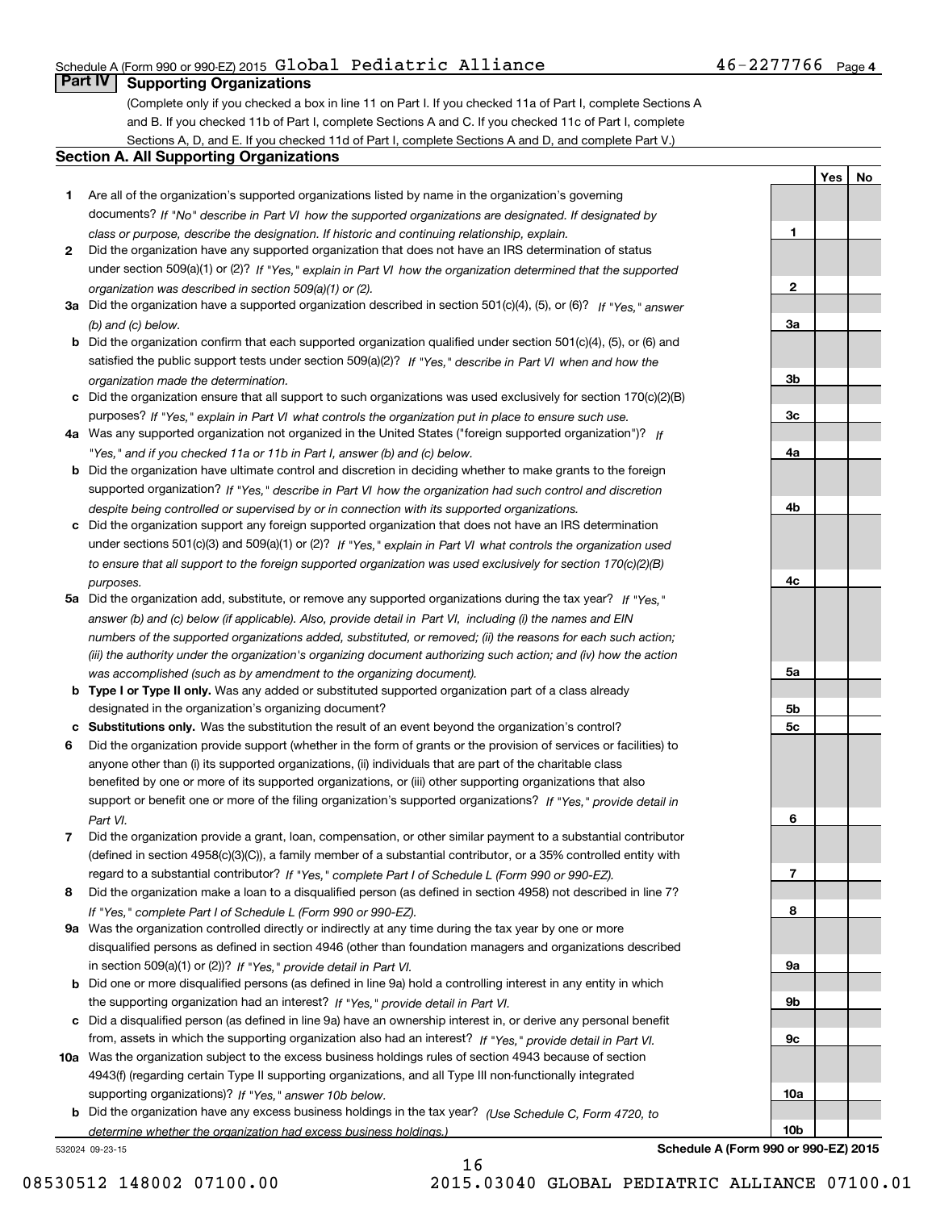Schedule A (Form 990 or 990-EZ) 2015 Global Pediatric Alliance 46-2277766 Page 4

## Part IV Supporting Organizations

(Complete only if you checked a box in line 11 on Part I. If you checked 11a of Part I, complete Sections A and B. If you checked 11b of Part I, complete Sections A and C. If you checked 11c of Part I, complete Sections A, D, and E. If you checked 11d of Part I, complete Sections A and D, and complete Part V.)

### Section A. All Supporting Organizations

| | | | Yes | No |
|---|---|---|---|---|
| 1 | Are all of the organization's supported organizations listed by name in the organization's governing documents? *If "No" describe in Part VI how the supported organizations are designated. If designated by class or purpose, describe the designation. If historic and continuing relationship, explain.* | 1 | | |
| 2 | Did the organization have any supported organization that does not have an IRS determination of status under section 509(a)(1) or (2)? *If "Yes," explain in Part VI how the organization determined that the supported organization was described in section 509(a)(1) or (2).* | 2 | | |
| 3a | Did the organization have a supported organization described in section 501(c)(4), (5), or (6)? *If "Yes," answer (b) and (c) below.* | 3a | | |
| b | Did the organization confirm that each supported organization qualified under section 501(c)(4), (5), or (6) and satisfied the public support tests under section 509(a)(2)? *If "Yes," describe in Part VI when and how the organization made the determination.* | 3b | | |
| c | Did the organization ensure that all support to such organizations was used exclusively for section 170(c)(2)(B) purposes? *If "Yes," explain in Part VI what controls the organization put in place to ensure such use.* | 3c | | |
| 4a | Was any supported organization not organized in the United States ("foreign supported organization")? *If "Yes," and if you checked 11a or 11b in Part I, answer (b) and (c) below.* | 4a | | |
| b | Did the organization have ultimate control and discretion in deciding whether to make grants to the foreign supported organization? *If "Yes," describe in Part VI how the organization had such control and discretion despite being controlled or supervised by or in connection with its supported organizations.* | 4b | | |
| c | Did the organization support any foreign supported organization that does not have an IRS determination under sections 501(c)(3) and 509(a)(1) or (2)? *If "Yes," explain in Part VI what controls the organization used to ensure that all support to the foreign supported organization was used exclusively for section 170(c)(2)(B) purposes.* | 4c | | |
| 5a | Did the organization add, substitute, or remove any supported organizations during the tax year? *If "Yes," answer (b) and (c) below (if applicable). Also, provide detail in Part VI, including (i) the names and EIN numbers of the supported organizations added, substituted, or removed; (ii) the reasons for each such action; (iii) the authority under the organization's organizing document authorizing such action; and (iv) how the action was accomplished (such as by amendment to the organizing document).* | 5a | | |
| b | **Type I or Type II only.** Was any added or substituted supported organization part of a class already designated in the organization's organizing document? | 5b | | |
| c | **Substitutions only.** Was the substitution the result of an event beyond the organization's control? | 5c | | |
| 6 | Did the organization provide support (whether in the form of grants or the provision of services or facilities) to anyone other than (i) its supported organizations, (ii) individuals that are part of the charitable class benefited by one or more of its supported organizations, or (iii) other supporting organizations that also support or benefit one or more of the filing organization's supported organizations? *If "Yes," provide detail in Part VI.* | 6 | | |
| 7 | Did the organization provide a grant, loan, compensation, or other similar payment to a substantial contributor (defined in section 4958(c)(3)(C)), a family member of a substantial contributor, or a 35% controlled entity with regard to a substantial contributor? *If "Yes," complete Part I of Schedule L (Form 990 or 990-EZ).* | 7 | | |
| 8 | Did the organization make a loan to a disqualified person (as defined in section 4958) not described in line 7? *If "Yes," complete Part I of Schedule L (Form 990 or 990-EZ).* | 8 | | |
| 9a | Was the organization controlled directly or indirectly at any time during the tax year by one or more disqualified persons as defined in section 4946 (other than foundation managers and organizations described in section 509(a)(1) or (2))? *If "Yes," provide detail in Part VI.* | 9a | | |
| b | Did one or more disqualified persons (as defined in line 9a) hold a controlling interest in any entity in which the supporting organization had an interest? *If "Yes," provide detail in Part VI.* | 9b | | |
| c | Did a disqualified person (as defined in line 9a) have an ownership interest in, or derive any personal benefit from, assets in which the supporting organization also had an interest? *If "Yes," provide detail in Part VI.* | 9c | | |
| 10a | Was the organization subject to the excess business holdings rules of section 4943 because of section 4943(f) (regarding certain Type II supporting organizations, and all Type III non-functionally integrated supporting organizations)? *If "Yes," answer 10b below.* | 10a | | |
| b | Did the organization have any excess business holdings in the tax year? *(Use Schedule C, Form 4720, to determine whether the organization had excess business holdings.)* | 10b | | |

532024 09-23-15

Schedule A (Form 990 or 990-EZ) 2015

08530512 148002 07100.00 2015.03040 GLOBAL PEDIATRIC ALLIANCE 07100.01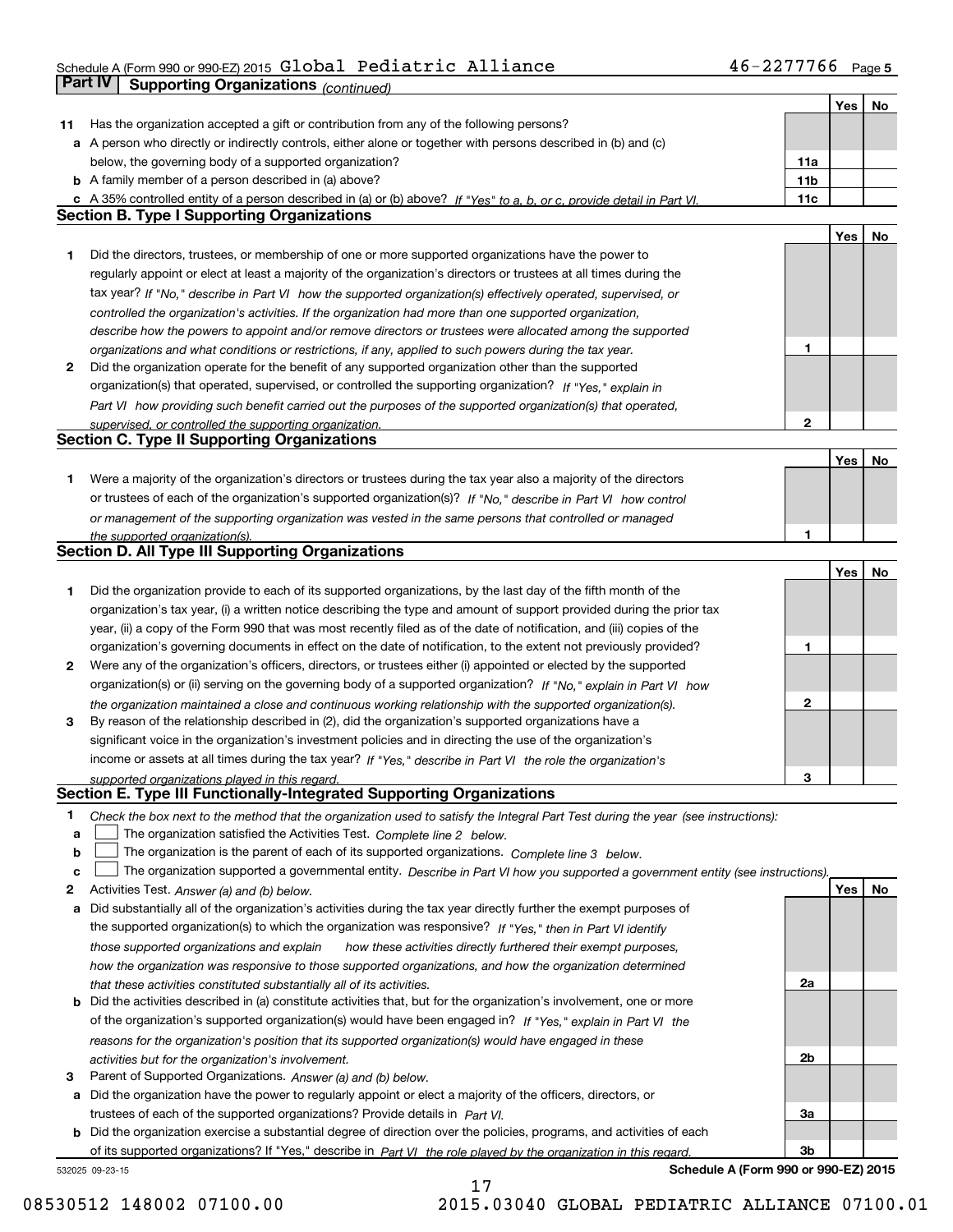Schedule A (Form 990 or 990-EZ) 2015 Global Pediatric Alliance 46-2277766 Page 5

## Part IV Supporting Organizations *(continued)*

| | | | Yes | No |
|---|---|---|---|---|
| **11** | Has the organization accepted a gift or contribution from any of the following persons? | | | |
| **a** | A person who directly or indirectly controls, either alone or together with persons described in (b) and (c) below, the governing body of a supported organization? | 11a | | |
| **b** | A family member of a person described in (a) above? | 11b | | |
| **c** | A 35% controlled entity of a person described in (a) or (b) above? *If "Yes" to a, b, or c, provide detail in Part VI.* | 11c | | |

### Section B. Type I Supporting Organizations

| | | | Yes | No |
|---|---|---|---|---|
| **1** | Did the directors, trustees, or membership of one or more supported organizations have the power to regularly appoint or elect at least a majority of the organization's directors or trustees at all times during the tax year? *If "No," describe in Part VI how the supported organization(s) effectively operated, supervised, or controlled the organization's activities. If the organization had more than one supported organization, describe how the powers to appoint and/or remove directors or trustees were allocated among the supported organizations and what conditions or restrictions, if any, applied to such powers during the tax year.* | 1 | | |
| **2** | Did the organization operate for the benefit of any supported organization other than the supported organization(s) that operated, supervised, or controlled the supporting organization? *If "Yes," explain in Part VI how providing such benefit carried out the purposes of the supported organization(s) that operated, supervised, or controlled the supporting organization.* | 2 | | |

### Section C. Type II Supporting Organizations

| | | | Yes | No |
|---|---|---|---|---|
| **1** | Were a majority of the organization's directors or trustees during the tax year also a majority of the directors or trustees of each of the organization's supported organization(s)? *If "No," describe in Part VI how control or management of the supporting organization was vested in the same persons that controlled or managed the supported organization(s).* | 1 | | |

### Section D. All Type III Supporting Organizations

| | | | Yes | No |
|---|---|---|---|---|
| **1** | Did the organization provide to each of its supported organizations, by the last day of the fifth month of the organization's tax year, (i) a written notice describing the type and amount of support provided during the prior tax year, (ii) a copy of the Form 990 that was most recently filed as of the date of notification, and (iii) copies of the organization's governing documents in effect on the date of notification, to the extent not previously provided? | 1 | | |
| **2** | Were any of the organization's officers, directors, or trustees either (i) appointed or elected by the supported organization(s) or (ii) serving on the governing body of a supported organization? *If "No," explain in Part VI how the organization maintained a close and continuous working relationship with the supported organization(s).* | 2 | | |
| **3** | By reason of the relationship described in (2), did the organization's supported organizations have a significant voice in the organization's investment policies and in directing the use of the organization's income or assets at all times during the tax year? *If "Yes," describe in Part VI the role the organization's supported organizations played in this regard.* | 3 | | |

### Section E. Type III Functionally-Integrated Supporting Organizations

**1** *Check the box next to the method that the organization used to satisfy the Integral Part Test during the year (see instructions):*

- **a** ☐ The organization satisfied the Activities Test. *Complete line 2 below.*
- **b** ☐ The organization is the parent of each of its supported organizations. *Complete line 3 below.*
- **c** ☐ The organization supported a governmental entity. *Describe in Part VI how you supported a government entity (see instructions).*

| | | | Yes | No |
|---|---|---|---|---|
| **2** | Activities Test. *Answer (a) and (b) below.* | | | |
| **a** | Did substantially all of the organization's activities during the tax year directly further the exempt purposes of the supported organization(s) to which the organization was responsive? *If "Yes," then in Part VI identify those supported organizations and explain how these activities directly furthered their exempt purposes, how the organization was responsive to those supported organizations, and how the organization determined that these activities constituted substantially all of its activities.* | 2a | | |
| **b** | Did the activities described in (a) constitute activities that, but for the organization's involvement, one or more of the organization's supported organization(s) would have been engaged in? *If "Yes," explain in Part VI the reasons for the organization's position that its supported organization(s) would have engaged in these activities but for the organization's involvement.* | 2b | | |
| **3** | Parent of Supported Organizations. *Answer (a) and (b) below.* | | | |
| **a** | Did the organization have the power to regularly appoint or elect a majority of the officers, directors, or trustees of each of the supported organizations? Provide details in *Part VI.* | 3a | | |
| **b** | Did the organization exercise a substantial degree of direction over the policies, programs, and activities of each of its supported organizations? If "Yes," describe in *Part VI the role played by the organization in this regard.* | 3b | | |

532025 09-23-15 **Schedule A (Form 990 or 990-EZ) 2015**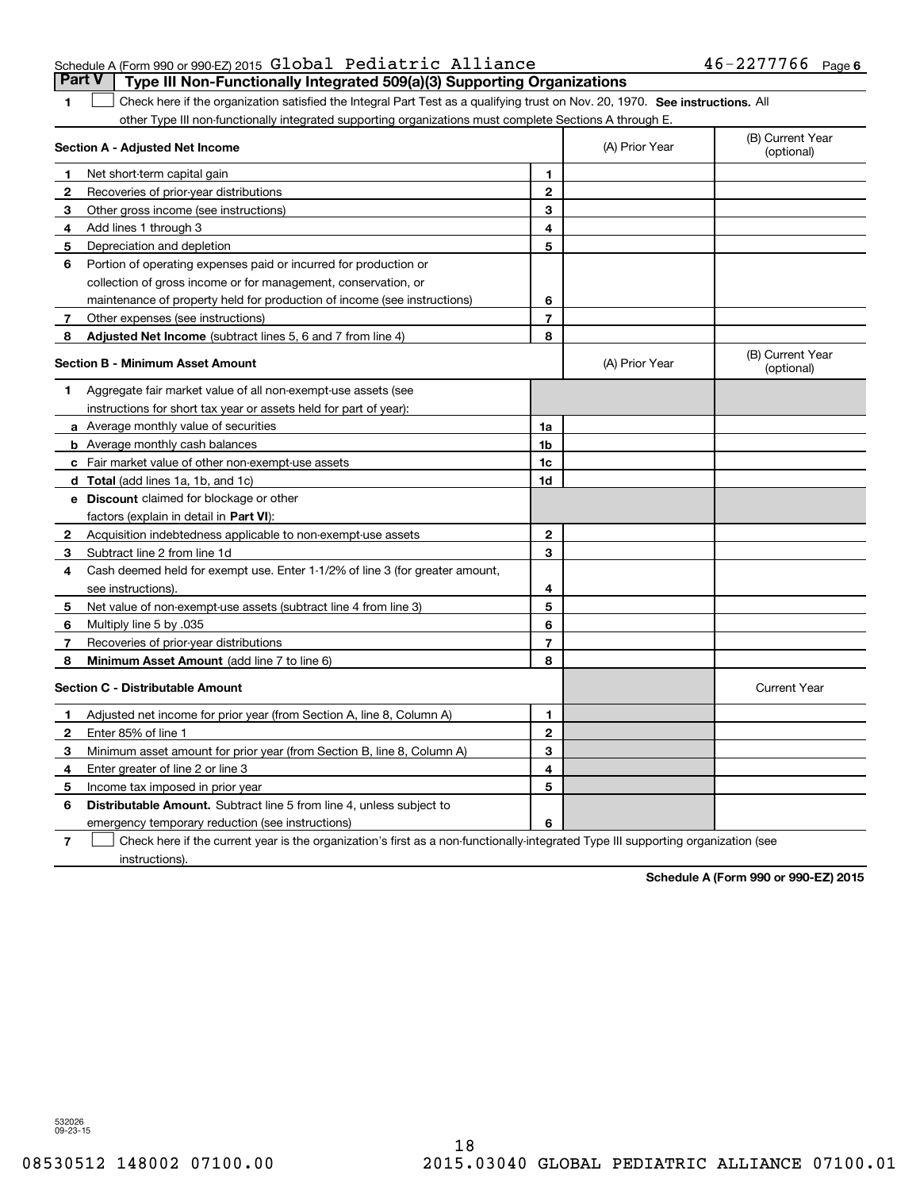## Part V Type III Non-Functionally Integrated 509(a)(3) Supporting Organizations

**1** ☐ Check here if the organization satisfied the Integral Part Test as a qualifying trust on Nov. 20, 1970. **See instructions.** All other Type III non-functionally integrated supporting organizations must complete Sections A through E.

| **Section A - Adjusted Net Income** | | (A) Prior Year | (B) Current Year (optional) |
|---|---|---|---|
| **1** Net short-term capital gain | **1** | | |
| **2** Recoveries of prior-year distributions | **2** | | |
| **3** Other gross income (see instructions) | **3** | | |
| **4** Add lines 1 through 3 | **4** | | |
| **5** Depreciation and depletion | **5** | | |
| **6** Portion of operating expenses paid or incurred for production or collection of gross income or for management, conservation, or maintenance of property held for production of income (see instructions) | **6** | | |
| **7** Other expenses (see instructions) | **7** | | |
| **8** **Adjusted Net Income** (subtract lines 5, 6 and 7 from line 4) | **8** | | |

| **Section B - Minimum Asset Amount** | | (A) Prior Year | (B) Current Year (optional) |
|---|---|---|---|
| **1** Aggregate fair market value of all non-exempt-use assets (see instructions for short tax year or assets held for part of year): | | | |
| **a** Average monthly value of securities | **1a** | | |
| **b** Average monthly cash balances | **1b** | | |
| **c** Fair market value of other non-exempt-use assets | **1c** | | |
| **d** **Total** (add lines 1a, 1b, and 1c) | **1d** | | |
| **e** **Discount** claimed for blockage or other factors (explain in detail in **Part VI**): | | | |
| **2** Acquisition indebtedness applicable to non-exempt-use assets | **2** | | |
| **3** Subtract line 2 from line 1d | **3** | | |
| **4** Cash deemed held for exempt use. Enter 1-1/2% of line 3 (for greater amount, see instructions). | **4** | | |
| **5** Net value of non-exempt-use assets (subtract line 4 from line 3) | **5** | | |
| **6** Multiply line 5 by .035 | **6** | | |
| **7** Recoveries of prior-year distributions | **7** | | |
| **8** **Minimum Asset Amount** (add line 7 to line 6) | **8** | | |

| **Section C - Distributable Amount** | | | Current Year |
|---|---|---|---|
| **1** Adjusted net income for prior year (from Section A, line 8, Column A) | **1** | | |
| **2** Enter 85% of line 1 | **2** | | |
| **3** Minimum asset amount for prior year (from Section B, line 8, Column A) | **3** | | |
| **4** Enter greater of line 2 or line 3 | **4** | | |
| **5** Income tax imposed in prior year | **5** | | |
| **6** **Distributable Amount.** Subtract line 5 from line 4, unless subject to emergency temporary reduction (see instructions) | **6** | | |

**7** ☐ Check here if the current year is the organization's first as a non-functionally-integrated Type III supporting organization (see instructions).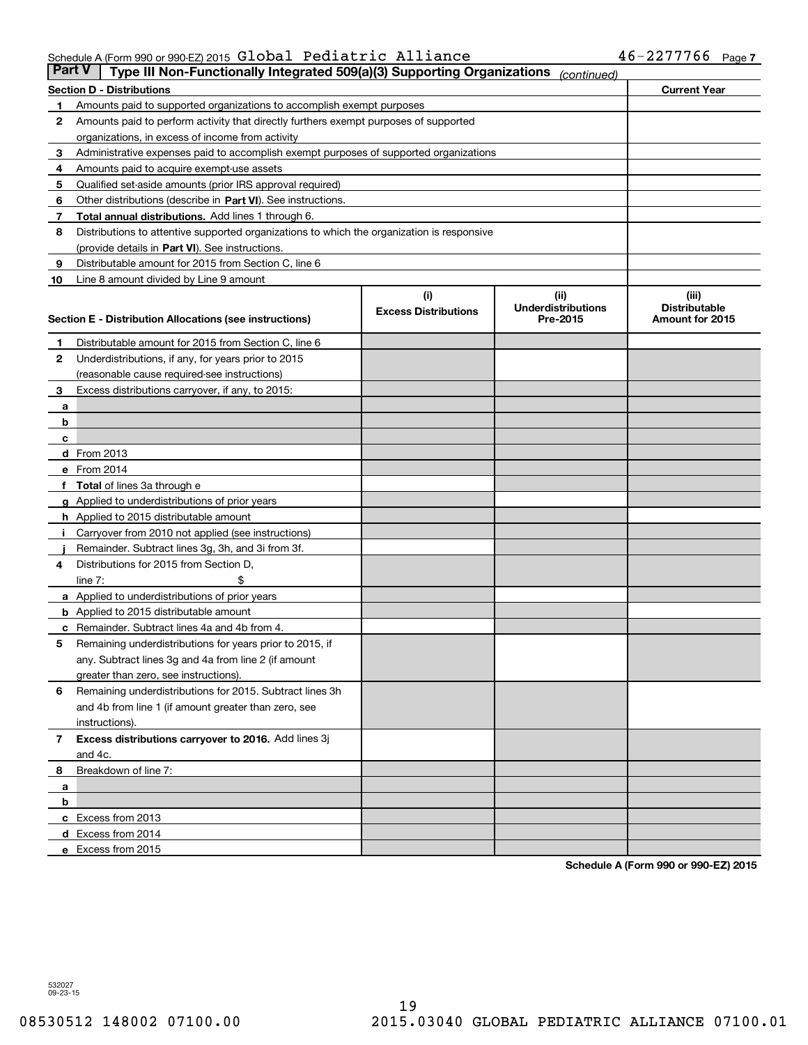Schedule A (Form 990 or 990-EZ) 2015 Global Pediatric Alliance 46-2277766 Page 7

**Part V** Type III Non-Functionally Integrated 509(a)(3) Supporting Organizations *(continued)*

| Section D - Distributions | | Current Year |
|---|---|---|
| 1 | Amounts paid to supported organizations to accomplish exempt purposes | |
| 2 | Amounts paid to perform activity that directly furthers exempt purposes of supported organizations, in excess of income from activity | |
| 3 | Administrative expenses paid to accomplish exempt purposes of supported organizations | |
| 4 | Amounts paid to acquire exempt-use assets | |
| 5 | Qualified set-aside amounts (prior IRS approval required) | |
| 6 | Other distributions (describe in **Part VI**). See instructions. | |
| 7 | **Total annual distributions.** Add lines 1 through 6. | |
| 8 | Distributions to attentive supported organizations to which the organization is responsive (provide details in **Part VI**). See instructions. | |
| 9 | Distributable amount for 2015 from Section C, line 6 | |
| 10 | Line 8 amount divided by Line 9 amount | |

| Section E - Distribution Allocations (see instructions) | | (i) Excess Distributions | (ii) Underdistributions Pre-2015 | (iii) Distributable Amount for 2015 |
|---|---|---|---|---|
| 1 | Distributable amount for 2015 from Section C, line 6 | | | |
| 2 | Underdistributions, if any, for years prior to 2015 (reasonable cause required-see instructions) | | | |
| 3 | Excess distributions carryover, if any, to 2015: | | | |
| a | | | | |
| b | | | | |
| c | | | | |
| d | From 2013 | | | |
| e | From 2014 | | | |
| f | **Total** of lines 3a through e | | | |
| g | Applied to underdistributions of prior years | | | |
| h | Applied to 2015 distributable amount | | | |
| i | Carryover from 2010 not applied (see instructions) | | | |
| j | Remainder. Subtract lines 3g, 3h, and 3i from 3f. | | | |
| 4 | Distributions for 2015 from Section D, line 7: $ | | | |
| a | Applied to underdistributions of prior years | | | |
| b | Applied to 2015 distributable amount | | | |
| c | Remainder. Subtract lines 4a and 4b from 4. | | | |
| 5 | Remaining underdistributions for years prior to 2015, if any. Subtract lines 3g and 4a from line 2 (if amount greater than zero, see instructions). | | | |
| 6 | Remaining underdistributions for 2015. Subtract lines 3h and 4b from line 1 (if amount greater than zero, see instructions). | | | |
| 7 | **Excess distributions carryover to 2016.** Add lines 3j and 4c. | | | |
| 8 | Breakdown of line 7: | | | |
| a | | | | |
| b | | | | |
| c | Excess from 2013 | | | |
| d | Excess from 2014 | | | |
| e | Excess from 2015 | | | |

**Schedule A (Form 990 or 990-EZ) 2015**

532027 09-23-15

08530512 148002 07100.00 2015.03040 GLOBAL PEDIATRIC ALLIANCE 07100.01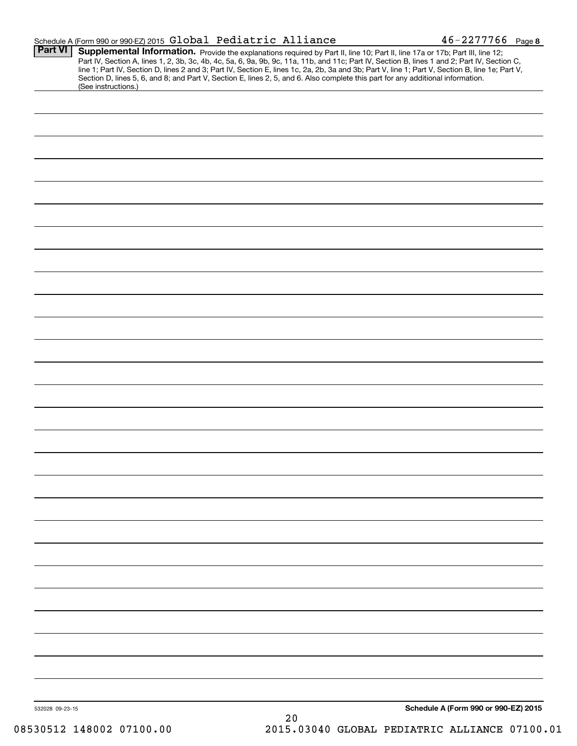Schedule A (Form 990 or 990-EZ) 2015 Global Pediatric Alliance 46-2277766 Page 8

**Part VI** **Supplemental Information.** Provide the explanations required by Part II, line 10; Part II, line 17a or 17b; Part III, line 12; Part IV, Section A, lines 1, 2, 3b, 3c, 4b, 4c, 5a, 6, 9a, 9b, 9c, 11a, 11b, and 11c; Part IV, Section B, lines 1 and 2; Part IV, Section C, line 1; Part IV, Section D, lines 2 and 3; Part IV, Section E, lines 1c, 2a, 2b, 3a and 3b; Part V, line 1; Part V, Section B, line 1e; Part V, Section D, lines 5, 6, and 8; and Part V, Section E, lines 2, 5, and 6. Also complete this part for any additional information. (See instructions.)

532028 09-23-15

**Schedule A (Form 990 or 990-EZ) 2015**

08530512 148002 07100.00 2015.03040 GLOBAL PEDIATRIC ALLIANCE 07100.01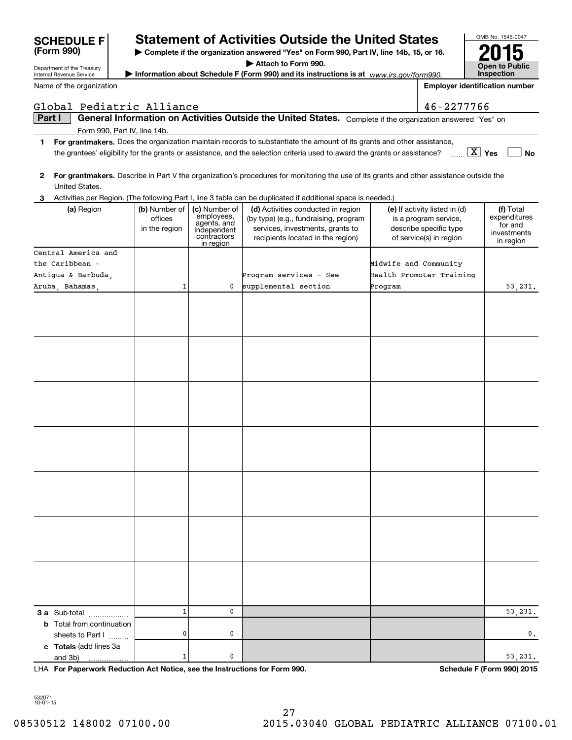# SCHEDULE F (Form 990)

Department of the Treasury
Internal Revenue Service

## Statement of Activities Outside the United States

▶ Complete if the organization answered "Yes" on Form 990, Part IV, line 14b, 15, or 16.

▶ Attach to Form 990.

▶ Information about Schedule F (Form 990) and its instructions is at *www.irs.gov/form990.*

OMB No. 1545-0047

**2015**

**Open to Public Inspection**

Name of the organization: Global Pediatric Alliance

Employer identification number: 46-2277766

### Part I General Information on Activities Outside the United States. Complete if the organization answered "Yes" on Form 990, Part IV, line 14b.

**1 For grantmakers.** Does the organization maintain records to substantiate the amount of its grants and other assistance, the grantees' eligibility for the grants or assistance, and the selection criteria used to award the grants or assistance? [X] Yes [ ] No

**2 For grantmakers.** Describe in Part V the organization's procedures for monitoring the use of its grants and other assistance outside the United States.

**3** Activities per Region. (The following Part I, line 3 table can be duplicated if additional space is needed.)

| (a) Region | (b) Number of offices in the region | (c) Number of employees, agents, and independent contractors in region | (d) Activities conducted in region (by type) (e.g., fundraising, program services, investments, grants to recipients located in the region) | (e) If activity listed in (d) is a program service, describe specific type of service(s) in region | (f) Total expenditures for and investments in region |
|---|---|---|---|---|---|
| Central America and the Caribbean - Antigua & Barbuda, Aruba, Bahamas, | 1 | 0 | Program services - See supplemental section | Midwife and Community Health Promoter Training Program | 53,231. |
| | | | | | |
| | | | | | |
| | | | | | |
| | | | | | |
| | | | | | |
| | | | | | |
| | | | | | |
| **3 a** Sub-total | 1 | 0 | | | 53,231. |
| **b** Total from continuation sheets to Part I | 0 | 0 | | | 0. |
| **c Totals** (add lines 3a and 3b) | 1 | 0 | | | 53,231. |

LHA **For Paperwork Reduction Act Notice, see the Instructions for Form 990.** **Schedule F (Form 990) 2015**

532071 10-01-15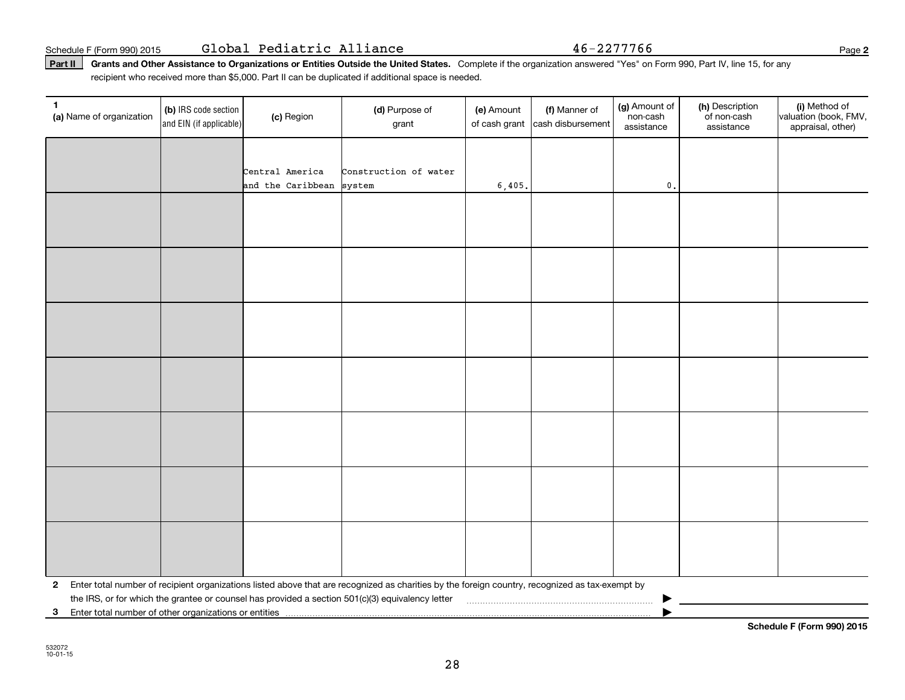Schedule F (Form 990) 2015 Global Pediatric Alliance 46-2277766

**Part II** **Grants and Other Assistance to Organizations or Entities Outside the United States.** Complete if the organization answered "Yes" on Form 990, Part IV, line 15, for any recipient who received more than $5,000. Part II can be duplicated if additional space is needed.

| 1 (a) Name of organization | (b) IRS code section and EIN (if applicable) | (c) Region | (d) Purpose of grant | (e) Amount of cash grant | (f) Manner of cash disbursement | (g) Amount of non-cash assistance | (h) Description of non-cash assistance | (i) Method of valuation (book, FMV, appraisal, other) |
|---|---|---|---|---|---|---|---|---|
| | | Central America and the Caribbean | Construction of water system | 6,405. | | 0. | | |
| | | | | | | | | |
| | | | | | | | | |
| | | | | | | | | |
| | | | | | | | | |
| | | | | | | | | |
| | | | | | | | | |
| | | | | | | | | |

**2** Enter total number of recipient organizations listed above that are recognized as charities by the foreign country, recognized as tax-exempt by the IRS, or for which the grantee or counsel has provided a section 501(c)(3) equivalency letter ▶

**3** Enter total number of other organizations or entities ▶

**Schedule F (Form 990) 2015**

532072 10-01-15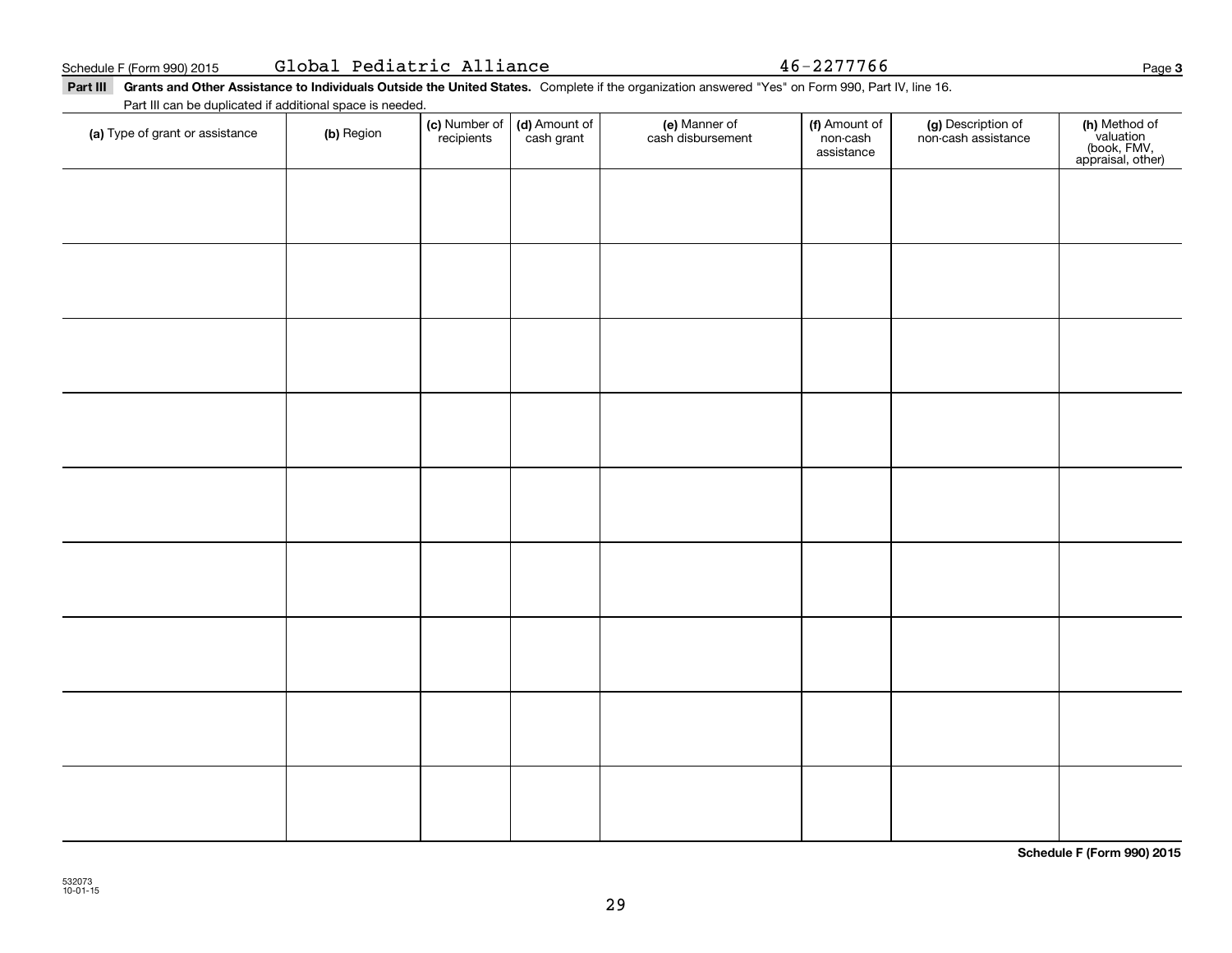Schedule F (Form 990) 2015 Global Pediatric Alliance 46-2277766 Page 3

**Part III** **Grants and Other Assistance to Individuals Outside the United States.** Complete if the organization answered "Yes" on Form 990, Part IV, line 16.

Part III can be duplicated if additional space is needed.

| (a) Type of grant or assistance | (b) Region | (c) Number of recipients | (d) Amount of cash grant | (e) Manner of cash disbursement | (f) Amount of non-cash assistance | (g) Description of non-cash assistance | (h) Method of valuation (book, FMV, appraisal, other) |
|---|---|---|---|---|---|---|---|
| | | | | | | | |
| | | | | | | | |
| | | | | | | | |
| | | | | | | | |
| | | | | | | | |
| | | | | | | | |
| | | | | | | | |
| | | | | | | | |
| | | | | | | | |

**Schedule F (Form 990) 2015**

532073
10-01-15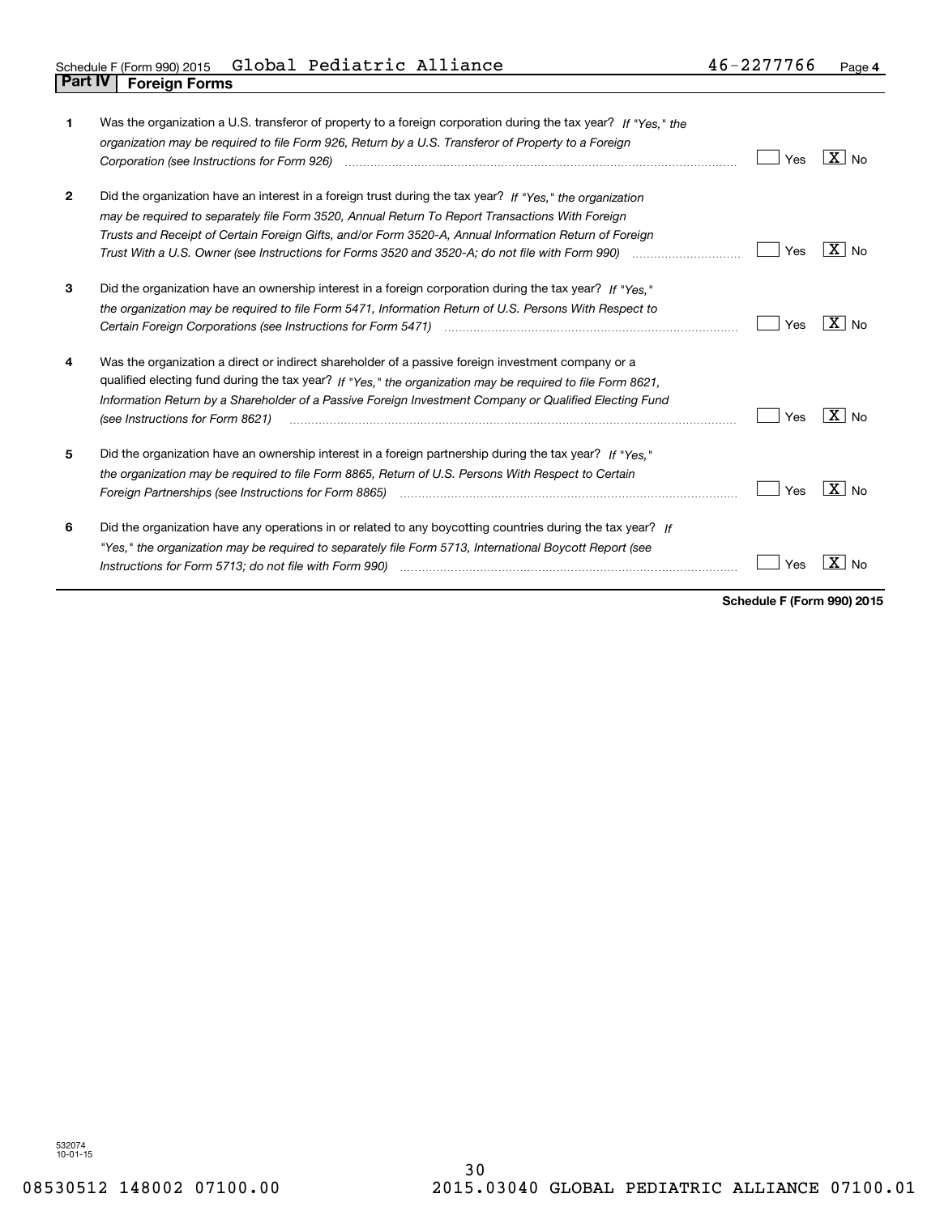Schedule F (Form 990) 2015 Global Pediatric Alliance 46-2277766 Page 4

## Part IV Foreign Forms

| | | | |
|---|---|---|---|
| 1 | Was the organization a U.S. transferor of property to a foreign corporation during the tax year? *If "Yes," the organization may be required to file Form 926, Return by a U.S. Transferor of Property to a Foreign Corporation (see Instructions for Form 926)* | [ ] Yes | [X] No |
| 2 | Did the organization have an interest in a foreign trust during the tax year? *If "Yes," the organization may be required to separately file Form 3520, Annual Return To Report Transactions With Foreign Trusts and Receipt of Certain Foreign Gifts, and/or Form 3520-A, Annual Information Return of Foreign Trust With a U.S. Owner (see Instructions for Forms 3520 and 3520-A; do not file with Form 990)* | [ ] Yes | [X] No |
| 3 | Did the organization have an ownership interest in a foreign corporation during the tax year? *If "Yes," the organization may be required to file Form 5471, Information Return of U.S. Persons With Respect to Certain Foreign Corporations (see Instructions for Form 5471)* | [ ] Yes | [X] No |
| 4 | Was the organization a direct or indirect shareholder of a passive foreign investment company or a qualified electing fund during the tax year? *If "Yes," the organization may be required to file Form 8621, Information Return by a Shareholder of a Passive Foreign Investment Company or Qualified Electing Fund (see Instructions for Form 8621)* | [ ] Yes | [X] No |
| 5 | Did the organization have an ownership interest in a foreign partnership during the tax year? *If "Yes," the organization may be required to file Form 8865, Return of U.S. Persons With Respect to Certain Foreign Partnerships (see Instructions for Form 8865)* | [ ] Yes | [X] No |
| 6 | Did the organization have any operations in or related to any boycotting countries during the tax year? *If "Yes," the organization may be required to separately file Form 5713, International Boycott Report (see Instructions for Form 5713; do not file with Form 990)* | [ ] Yes | [X] No |

**Schedule F (Form 990) 2015**

532074
10-01-15

08530512 148002 07100.00 2015.03040 GLOBAL PEDIATRIC ALLIANCE 07100.01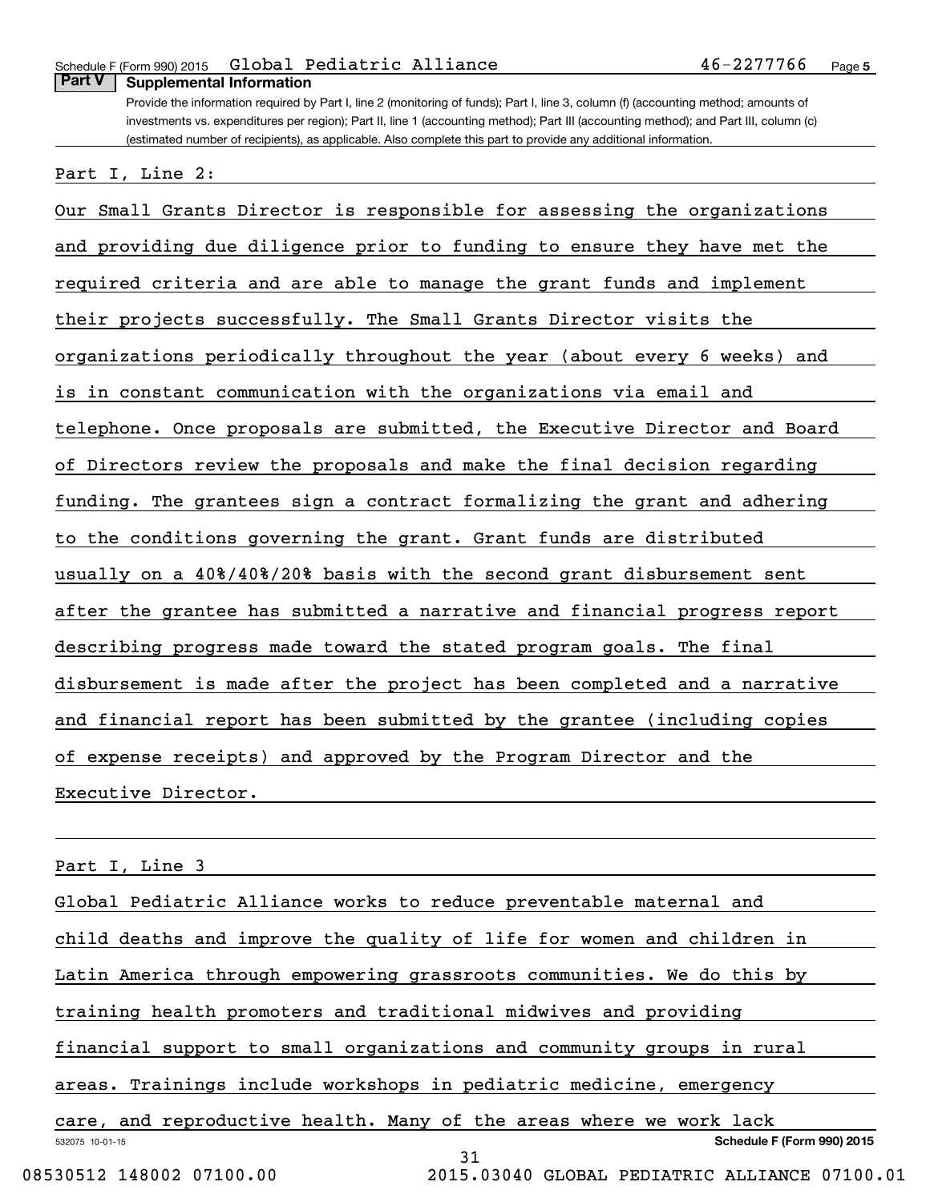**Part V Supplemental Information**

Provide the information required by Part I, line 2 (monitoring of funds); Part I, line 3, column (f) (accounting method; amounts of investments vs. expenditures per region); Part II, line 1 (accounting method); Part III (accounting method); and Part III, column (c) (estimated number of recipients), as applicable. Also complete this part to provide any additional information.

Part I, Line 2:

Our Small Grants Director is responsible for assessing the organizations and providing due diligence prior to funding to ensure they have met the required criteria and are able to manage the grant funds and implement their projects successfully. The Small Grants Director visits the organizations periodically throughout the year (about every 6 weeks) and is in constant communication with the organizations via email and telephone. Once proposals are submitted, the Executive Director and Board of Directors review the proposals and make the final decision regarding funding. The grantees sign a contract formalizing the grant and adhering to the conditions governing the grant. Grant funds are distributed usually on a 40%/40%/20% basis with the second grant disbursement sent after the grantee has submitted a narrative and financial progress report describing progress made toward the stated program goals. The final disbursement is made after the project has been completed and a narrative and financial report has been submitted by the grantee (including copies of expense receipts) and approved by the Program Director and the Executive Director.

Part I, Line 3

Global Pediatric Alliance works to reduce preventable maternal and child deaths and improve the quality of life for women and children in Latin America through empowering grassroots communities. We do this by training health promoters and traditional midwives and providing financial support to small organizations and community groups in rural areas. Trainings include workshops in pediatric medicine, emergency care, and reproductive health. Many of the areas where we work lack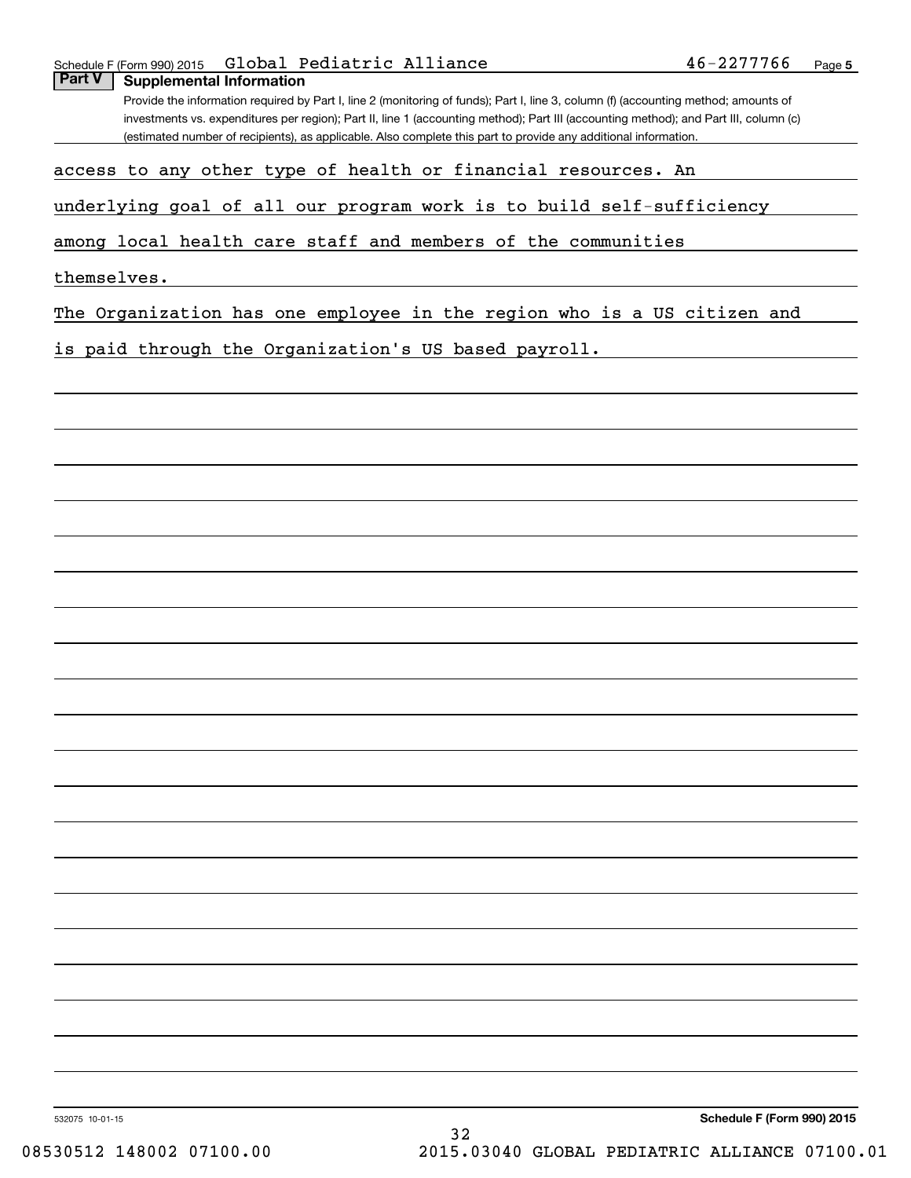## Part V Supplemental Information

Provide the information required by Part I, line 2 (monitoring of funds); Part I, line 3, column (f) (accounting method; amounts of investments vs. expenditures per region); Part II, line 1 (accounting method); Part III (accounting method); and Part III, column (c) (estimated number of recipients), as applicable. Also complete this part to provide any additional information.

access to any other type of health or financial resources. An underlying goal of all our program work is to build self-sufficiency among local health care staff and members of the communities themselves.

The Organization has one employee in the region who is a US citizen and is paid through the Organization's US based payroll.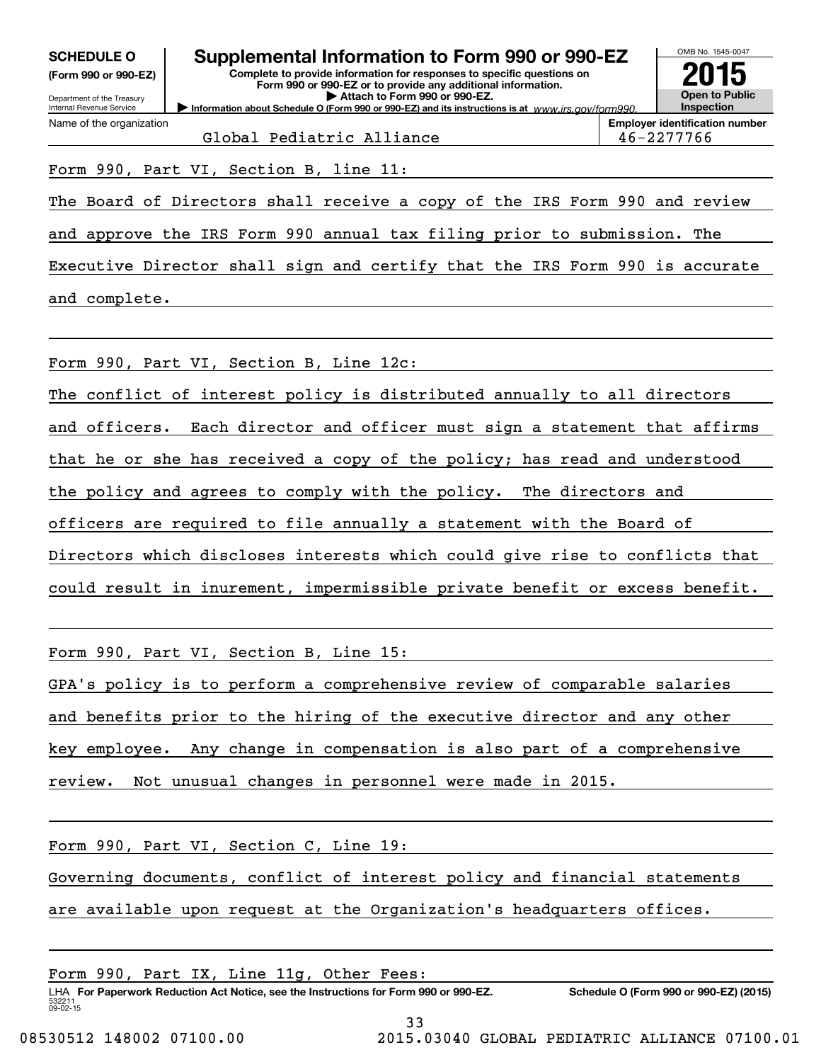**SCHEDULE O** (Form 990 or 990-EZ)

Department of the Treasury
Internal Revenue Service

# Supplemental Information to Form 990 or 990-EZ

**Complete to provide information for responses to specific questions on Form 990 or 990-EZ or to provide any additional information.**
**▶ Attach to Form 990 or 990-EZ.**
**▶ Information about Schedule O (Form 990 or 990-EZ) and its instructions is at** *www.irs.gov/form990.*

OMB No. 1545-0047

**2015**

**Open to Public Inspection**

| Name of the organization | Employer identification number |
|---|---|
| Global Pediatric Alliance | 46-2277766 |

Form 990, Part VI, Section B, line 11:

The Board of Directors shall receive a copy of the IRS Form 990 and review and approve the IRS Form 990 annual tax filing prior to submission. The Executive Director shall sign and certify that the IRS Form 990 is accurate and complete.

Form 990, Part VI, Section B, Line 12c:

The conflict of interest policy is distributed annually to all directors and officers. Each director and officer must sign a statement that affirms that he or she has received a copy of the policy; has read and understood the policy and agrees to comply with the policy. The directors and officers are required to file annually a statement with the Board of Directors which discloses interests which could give rise to conflicts that could result in inurement, impermissible private benefit or excess benefit.

Form 990, Part VI, Section B, Line 15:

GPA's policy is to perform a comprehensive review of comparable salaries and benefits prior to the hiring of the executive director and any other key employee. Any change in compensation is also part of a comprehensive review. Not unusual changes in personnel were made in 2015.

Form 990, Part VI, Section C, Line 19:

Governing documents, conflict of interest policy and financial statements are available upon request at the Organization's headquarters offices.

Form 990, Part IX, Line 11g, Other Fees:

LHA **For Paperwork Reduction Act Notice, see the Instructions for Form 990 or 990-EZ.** **Schedule O (Form 990 or 990-EZ) (2015)**
532211 09-02-15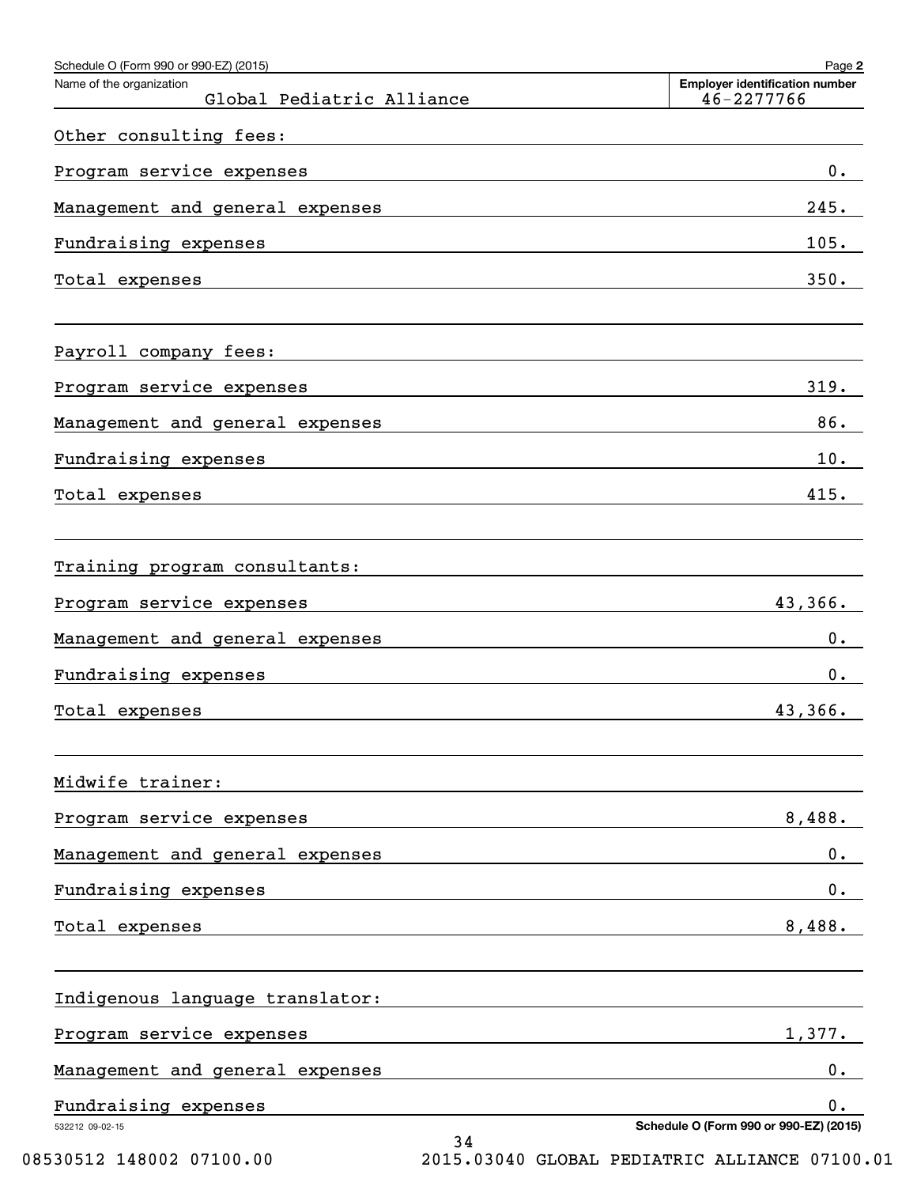Name of the organization: Global Pediatric Alliance

Employer identification number: 46-2277766

| Other consulting fees: | |
|---|---|
| Program service expenses | 0. |
| Management and general expenses | 245. |
| Fundraising expenses | 105. |
| Total expenses | 350. |

| Payroll company fees: | |
|---|---|
| Program service expenses | 319. |
| Management and general expenses | 86. |
| Fundraising expenses | 10. |
| Total expenses | 415. |

| Training program consultants: | |
|---|---|
| Program service expenses | 43,366. |
| Management and general expenses | 0. |
| Fundraising expenses | 0. |
| Total expenses | 43,366. |

| Midwife trainer: | |
|---|---|
| Program service expenses | 8,488. |
| Management and general expenses | 0. |
| Fundraising expenses | 0. |
| Total expenses | 8,488. |

| Indigenous language translator: | |
|---|---|
| Program service expenses | 1,377. |
| Management and general expenses | 0. |
| Fundraising expenses | 0. |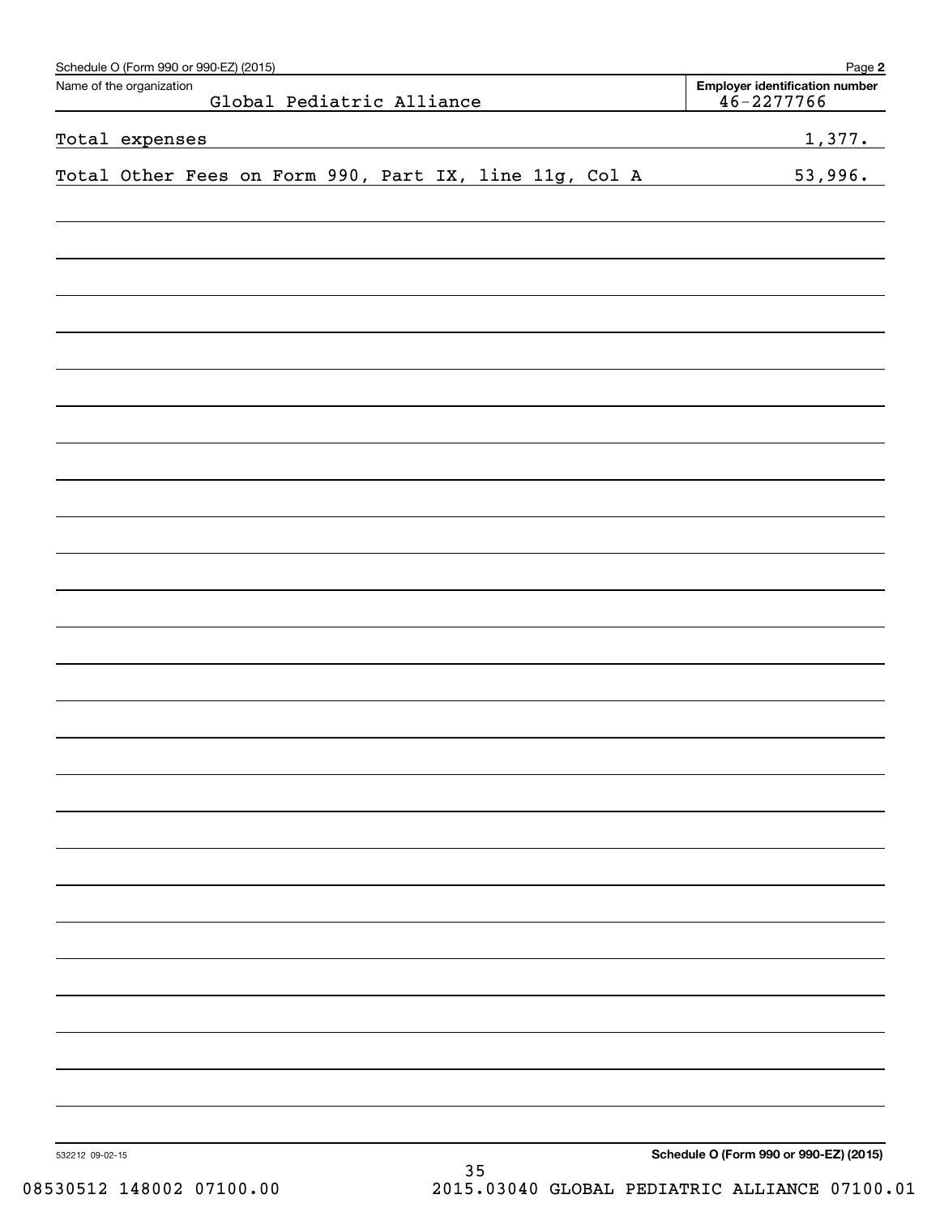Schedule O (Form 990 or 990-EZ) (2015)

| Name of the organization | Employer identification number |
|---|---|
| Global Pediatric Alliance | 46-2277766 |

| | |
|---|---|
| Total expenses | 1,377. |
| Total Other Fees on Form 990, Part IX, line 11g, Col A | 53,996. |

532212 09-02-15

Schedule O (Form 990 or 990-EZ) (2015)

08530512 148002 07100.00 2015.03040 GLOBAL PEDIATRIC ALLIANCE 07100.01